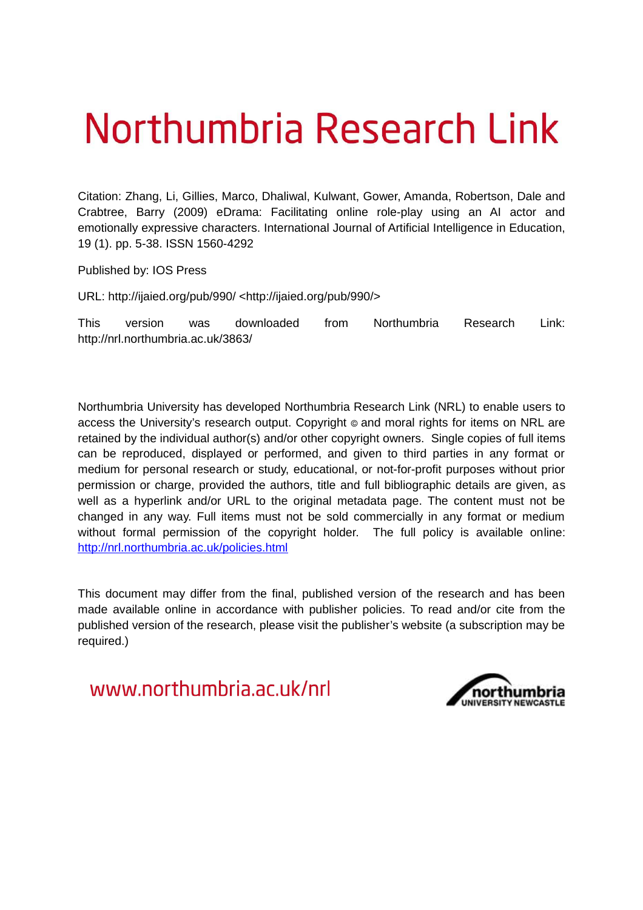# Northumbria Research Link

Citation: Zhang, Li, Gillies, Marco, Dhaliwal, Kulwant, Gower, Amanda, Robertson, Dale and Crabtree, Barry (2009) eDrama: Facilitating online role-play using an AI actor and emotionally expressive characters. International Journal of Artificial Intelligence in Education, 19 (1). pp. 5-38. ISSN 1560-4292

Published by: IOS Press

URL: http://ijaied.org/pub/990/ <http://ijaied.org/pub/990/>

This version was downloaded from Northumbria Research Link: http://nrl.northumbria.ac.uk/3863/

Northumbria University has developed Northumbria Research Link (NRL) to enable users to access the University's research output. Copyright © and moral rights for items on NRL are retained by the individual author(s) and/or other copyright owners. Single copies of full items can be reproduced, displayed or performed, and given to third parties in any format or medium for personal research or study, educational, or not-for-profit purposes without prior permission or charge, provided the authors, title and full bibliographic details are given, as well as a hyperlink and/or URL to the original metadata page. The content must not be changed in any way. Full items must not be sold commercially in any format or medium without formal permission of the copyright holder. The full policy is available online: http://nrl.northumbria.ac.uk/policies.html

This document may differ from the final, published version of the research and has been made available online in accordance with publisher policies. To read and/or cite from the published version of the research, please visit the publisher's website (a subscription may be required.)

www.northumbria.ac.uk/nrl

northumbria UNIVERSITY NEWCASTLE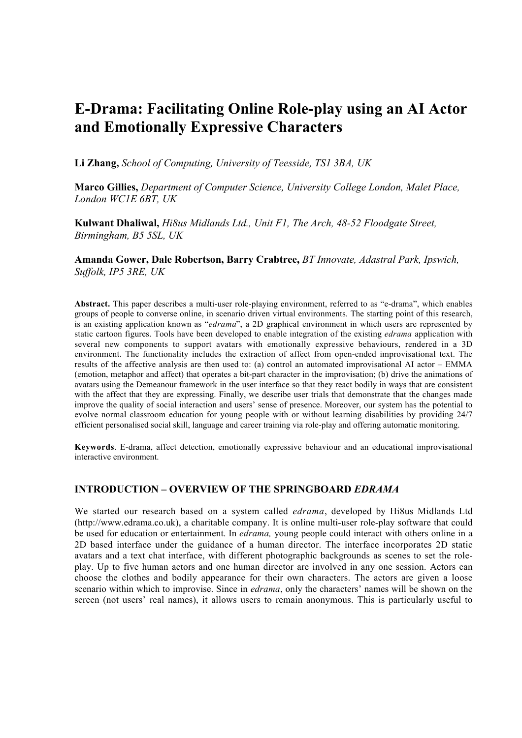# E-Drama: Facilitating Online Role-play using an AI Actor and Emotionally Expressive Characters

**Li Zhang,** *School of Computing, University of Teesside, TS1 3BA, UK*

**Marco Gillies,** *Department of Computer Science, University College London, Malet Place, London WC1E 6BT, UK*

**Kulwant Dhaliwal,** *Hi8us Midlands Ltd., Unit F1, The Arch, 48-52 Floodgate Street, Birmingham, B5 5SL, UK*

**Amanda Gower, Dale Robertson, Barry Crabtree,** *BT Innovate, Adastral Park, Ipswich, Suffolk, IP5 3RE, UK*

**Abstract.** This paper describes a multi-user role-playing environment, referred to as "e-drama", which enables groups of people to converse online, in scenario driven virtual environments. The starting point of this research, is an existing application known as "*edrama*", a 2D graphical environment in which users are represented by static cartoon figures. Tools have been developed to enable integration of the existing *edrama* application with several new components to support avatars with emotionally expressive behaviours, rendered in a 3D environment. The functionality includes the extraction of affect from open-ended improvisational text. The results of the affective analysis are then used to: (a) control an automated improvisational AI actor – EMMA (emotion, metaphor and affect) that operates a bit-part character in the improvisation; (b) drive the animations of avatars using the Demeanour framework in the user interface so that they react bodily in ways that are consistent with the affect that they are expressing. Finally, we describe user trials that demonstrate that the changes made improve the quality of social interaction and users' sense of presence. Moreover, our system has the potential to evolve normal classroom education for young people with or without learning disabilities by providing 24/7 efficient personalised social skill, language and career training via role-play and offering automatic monitoring.

**Keywords**. E-drama, affect detection, emotionally expressive behaviour and an educational improvisational interactive environment.

## INTRODUCTION – OVERVIEW OF THE SPRINGBOARD *EDRAMA*

We started our research based on a system called *edrama*, developed by Hi8us Midlands Ltd (http://www.edrama.co.uk), a charitable company. It is online multi-user role-play software that could be used for education or entertainment. In *edrama,* young people could interact with others online in a 2D based interface under the guidance of a human director. The interface incorporates 2D static avatars and a text chat interface, with different photographic backgrounds as scenes to set the role-play. Up to five human actors and one human director are involved in any one session. Actors can choose the clothes and bodily appearance for their own characters. The actors are given a loose scenario within which to improvise. Since in *edrama*, only the characters' names will be shown on the screen (not users' real names), it allows users to remain anonymous. This is particularly useful to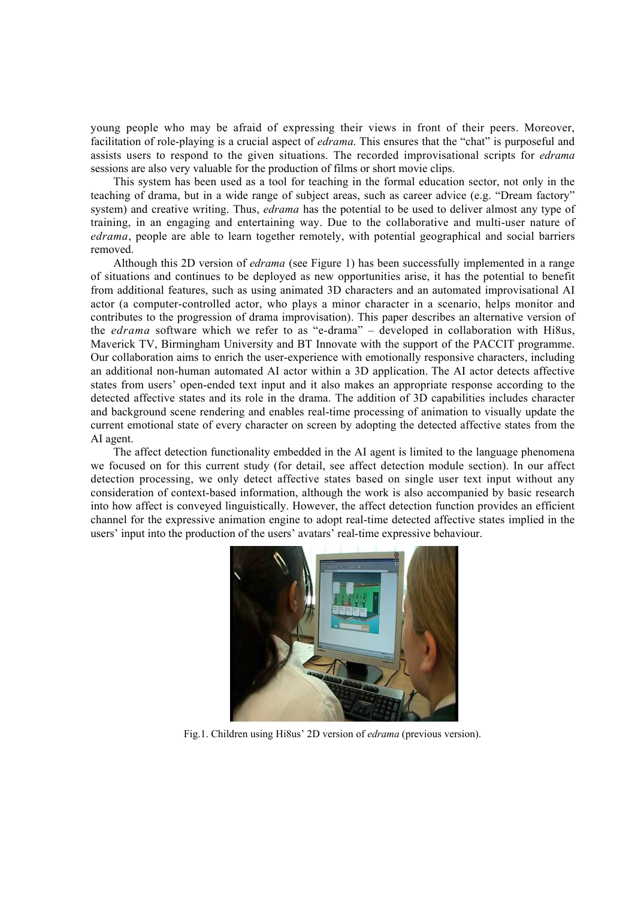young people who may be afraid of expressing their views in front of their peers. Moreover, facilitation of role-playing is a crucial aspect of *edrama*. This ensures that the "chat" is purposeful and assists users to respond to the given situations. The recorded improvisational scripts for *edrama* sessions are also very valuable for the production of films or short movie clips.

This system has been used as a tool for teaching in the formal education sector, not only in the teaching of drama, but in a wide range of subject areas, such as career advice (e.g. "Dream factory" system) and creative writing. Thus, *edrama* has the potential to be used to deliver almost any type of training, in an engaging and entertaining way. Due to the collaborative and multi-user nature of *edrama*, people are able to learn together remotely, with potential geographical and social barriers removed.

Although this 2D version of *edrama* (see Figure 1) has been successfully implemented in a range of situations and continues to be deployed as new opportunities arise, it has the potential to benefit from additional features, such as using animated 3D characters and an automated improvisational AI actor (a computer-controlled actor, who plays a minor character in a scenario, helps monitor and contributes to the progression of drama improvisation). This paper describes an alternative version of the *edrama* software which we refer to as "e-drama" – developed in collaboration with Hi8us, Maverick TV, Birmingham University and BT Innovate with the support of the PACCIT programme. Our collaboration aims to enrich the user-experience with emotionally responsive characters, including an additional non-human automated AI actor within a 3D application. The AI actor detects affective states from users' open-ended text input and it also makes an appropriate response according to the detected affective states and its role in the drama. The addition of 3D capabilities includes character and background scene rendering and enables real-time processing of animation to visually update the current emotional state of every character on screen by adopting the detected affective states from the AI agent.

The affect detection functionality embedded in the AI agent is limited to the language phenomena we focused on for this current study (for detail, see affect detection module section). In our affect detection processing, we only detect affective states based on single user text input without any consideration of context-based information, although the work is also accompanied by basic research into how affect is conveyed linguistically. However, the affect detection function provides an efficient channel for the expressive animation engine to adopt real-time detected affective states implied in the users' input into the production of the users' avatars' real-time expressive behaviour.

Fig.1. Children using Hi8us' 2D version of *edrama* (previous version).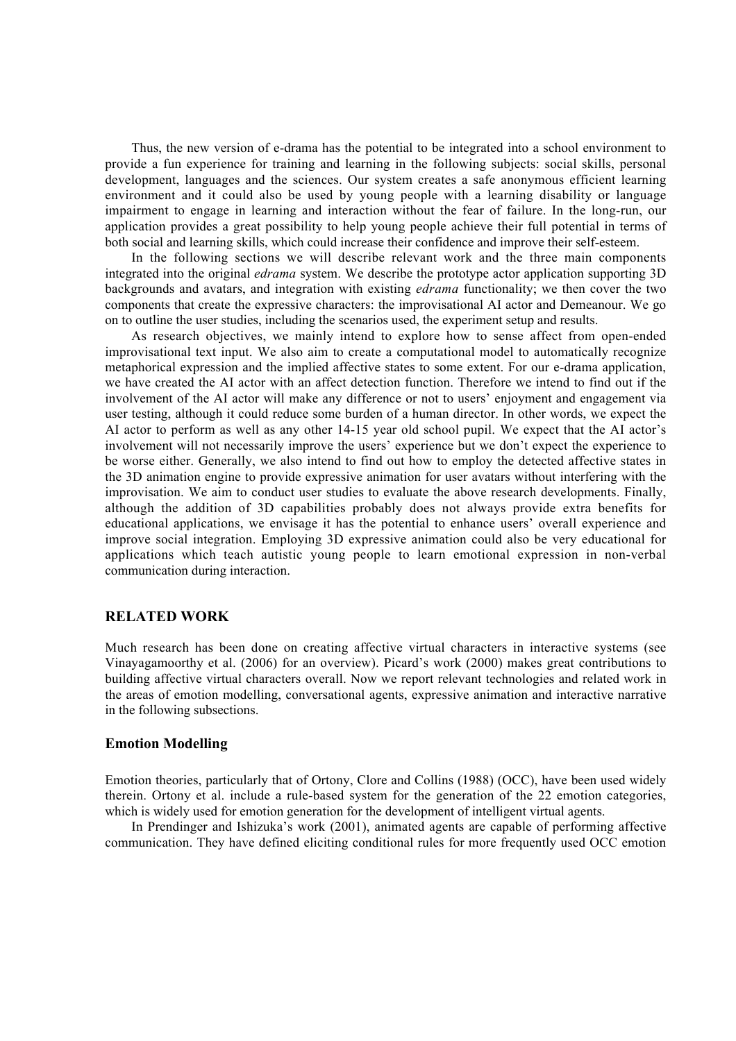Thus, the new version of e-drama has the potential to be integrated into a school environment to provide a fun experience for training and learning in the following subjects: social skills, personal development, languages and the sciences. Our system creates a safe anonymous efficient learning environment and it could also be used by young people with a learning disability or language impairment to engage in learning and interaction without the fear of failure. In the long-run, our application provides a great possibility to help young people achieve their full potential in terms of both social and learning skills, which could increase their confidence and improve their self-esteem.

In the following sections we will describe relevant work and the three main components integrated into the original *edrama* system. We describe the prototype actor application supporting 3D backgrounds and avatars, and integration with existing *edrama* functionality; we then cover the two components that create the expressive characters: the improvisational AI actor and Demeanour. We go on to outline the user studies, including the scenarios used, the experiment setup and results.

As research objectives, we mainly intend to explore how to sense affect from open-ended improvisational text input. We also aim to create a computational model to automatically recognize metaphorical expression and the implied affective states to some extent. For our e-drama application, we have created the AI actor with an affect detection function. Therefore we intend to find out if the involvement of the AI actor will make any difference or not to users' enjoyment and engagement via user testing, although it could reduce some burden of a human director. In other words, we expect the AI actor to perform as well as any other 14-15 year old school pupil. We expect that the AI actor's involvement will not necessarily improve the users' experience but we don't expect the experience to be worse either. Generally, we also intend to find out how to employ the detected affective states in the 3D animation engine to provide expressive animation for user avatars without interfering with the improvisation. We aim to conduct user studies to evaluate the above research developments. Finally, although the addition of 3D capabilities probably does not always provide extra benefits for educational applications, we envisage it has the potential to enhance users' overall experience and improve social integration. Employing 3D expressive animation could also be very educational for applications which teach autistic young people to learn emotional expression in non-verbal communication during interaction.

## RELATED WORK

Much research has been done on creating affective virtual characters in interactive systems (see Vinayagamoorthy et al. (2006) for an overview). Picard's work (2000) makes great contributions to building affective virtual characters overall. Now we report relevant technologies and related work in the areas of emotion modelling, conversational agents, expressive animation and interactive narrative in the following subsections.

### Emotion Modelling

Emotion theories, particularly that of Ortony, Clore and Collins (1988) (OCC), have been used widely therein. Ortony et al. include a rule-based system for the generation of the 22 emotion categories, which is widely used for emotion generation for the development of intelligent virtual agents.

In Prendinger and Ishizuka's work (2001), animated agents are capable of performing affective communication. They have defined eliciting conditional rules for more frequently used OCC emotion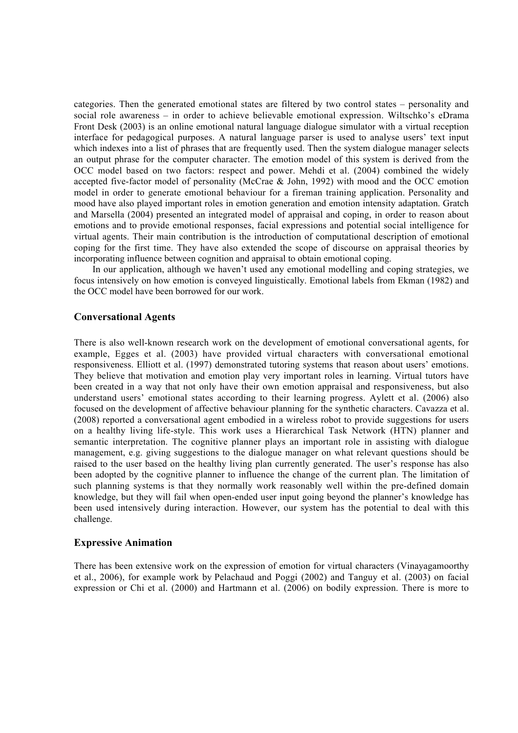categories. Then the generated emotional states are filtered by two control states – personality and social role awareness – in order to achieve believable emotional expression. Wiltschko's eDrama Front Desk (2003) is an online emotional natural language dialogue simulator with a virtual reception interface for pedagogical purposes. A natural language parser is used to analyse users' text input which indexes into a list of phrases that are frequently used. Then the system dialogue manager selects an output phrase for the computer character. The emotion model of this system is derived from the OCC model based on two factors: respect and power. Mehdi et al. (2004) combined the widely accepted five-factor model of personality (McCrae & John, 1992) with mood and the OCC emotion model in order to generate emotional behaviour for a fireman training application. Personality and mood have also played important roles in emotion generation and emotion intensity adaptation. Gratch and Marsella (2004) presented an integrated model of appraisal and coping, in order to reason about emotions and to provide emotional responses, facial expressions and potential social intelligence for virtual agents. Their main contribution is the introduction of computational description of emotional coping for the first time. They have also extended the scope of discourse on appraisal theories by incorporating influence between cognition and appraisal to obtain emotional coping.

In our application, although we haven't used any emotional modelling and coping strategies, we focus intensively on how emotion is conveyed linguistically. Emotional labels from Ekman (1982) and the OCC model have been borrowed for our work.

### Conversational Agents

There is also well-known research work on the development of emotional conversational agents, for example, Egges et al. (2003) have provided virtual characters with conversational emotional responsiveness. Elliott et al. (1997) demonstrated tutoring systems that reason about users' emotions. They believe that motivation and emotion play very important roles in learning. Virtual tutors have been created in a way that not only have their own emotion appraisal and responsiveness, but also understand users' emotional states according to their learning progress. Aylett et al. (2006) also focused on the development of affective behaviour planning for the synthetic characters. Cavazza et al. (2008) reported a conversational agent embodied in a wireless robot to provide suggestions for users on a healthy living life-style. This work uses a Hierarchical Task Network (HTN) planner and semantic interpretation. The cognitive planner plays an important role in assisting with dialogue management, e.g. giving suggestions to the dialogue manager on what relevant questions should be raised to the user based on the healthy living plan currently generated. The user's response has also been adopted by the cognitive planner to influence the change of the current plan. The limitation of such planning systems is that they normally work reasonably well within the pre-defined domain knowledge, but they will fail when open-ended user input going beyond the planner's knowledge has been used intensively during interaction. However, our system has the potential to deal with this challenge.

### Expressive Animation

There has been extensive work on the expression of emotion for virtual characters (Vinayagamoorthy et al., 2006), for example work by Pelachaud and Poggi (2002) and Tanguy et al. (2003) on facial expression or Chi et al. (2000) and Hartmann et al. (2006) on bodily expression. There is more to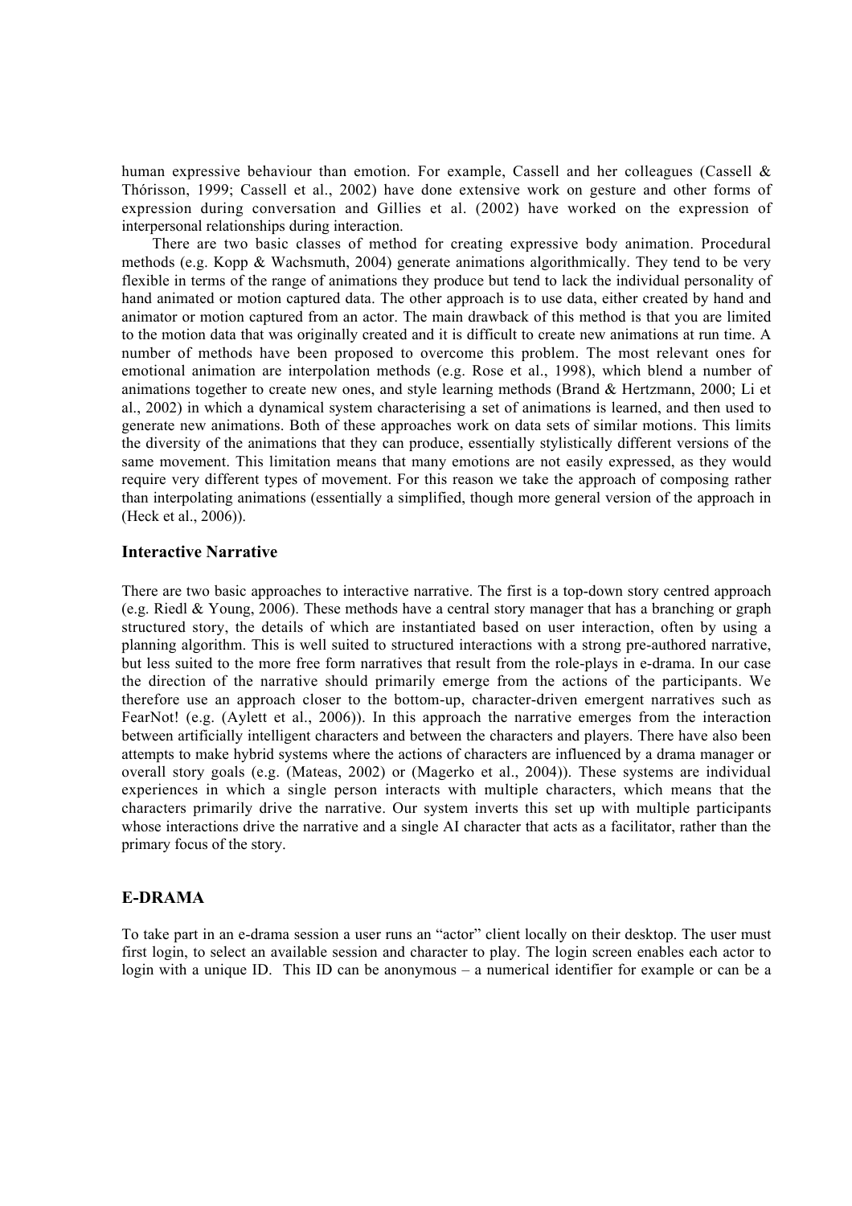human expressive behaviour than emotion. For example, Cassell and her colleagues (Cassell & Thórisson, 1999; Cassell et al., 2002) have done extensive work on gesture and other forms of expression during conversation and Gillies et al. (2002) have worked on the expression of interpersonal relationships during interaction.

There are two basic classes of method for creating expressive body animation. Procedural methods (e.g. Kopp & Wachsmuth, 2004) generate animations algorithmically. They tend to be very flexible in terms of the range of animations they produce but tend to lack the individual personality of hand animated or motion captured data. The other approach is to use data, either created by hand and animator or motion captured from an actor. The main drawback of this method is that you are limited to the motion data that was originally created and it is difficult to create new animations at run time. A number of methods have been proposed to overcome this problem. The most relevant ones for emotional animation are interpolation methods (e.g. Rose et al., 1998), which blend a number of animations together to create new ones, and style learning methods (Brand & Hertzmann, 2000; Li et al., 2002) in which a dynamical system characterising a set of animations is learned, and then used to generate new animations. Both of these approaches work on data sets of similar motions. This limits the diversity of the animations that they can produce, essentially stylistically different versions of the same movement. This limitation means that many emotions are not easily expressed, as they would require very different types of movement. For this reason we take the approach of composing rather than interpolating animations (essentially a simplified, though more general version of the approach in (Heck et al., 2006)).

### Interactive Narrative

There are two basic approaches to interactive narrative. The first is a top-down story centred approach (e.g. Riedl & Young, 2006). These methods have a central story manager that has a branching or graph structured story, the details of which are instantiated based on user interaction, often by using a planning algorithm. This is well suited to structured interactions with a strong pre-authored narrative, but less suited to the more free form narratives that result from the role-plays in e-drama. In our case the direction of the narrative should primarily emerge from the actions of the participants. We therefore use an approach closer to the bottom-up, character-driven emergent narratives such as FearNot! (e.g. (Aylett et al., 2006)). In this approach the narrative emerges from the interaction between artificially intelligent characters and between the characters and players. There have also been attempts to make hybrid systems where the actions of characters are influenced by a drama manager or overall story goals (e.g. (Mateas, 2002) or (Magerko et al., 2004)). These systems are individual experiences in which a single person interacts with multiple characters, which means that the characters primarily drive the narrative. Our system inverts this set up with multiple participants whose interactions drive the narrative and a single AI character that acts as a facilitator, rather than the primary focus of the story.

## E-DRAMA

To take part in an e-drama session a user runs an "actor" client locally on their desktop. The user must first login, to select an available session and character to play. The login screen enables each actor to login with a unique ID. This ID can be anonymous – a numerical identifier for example or can be a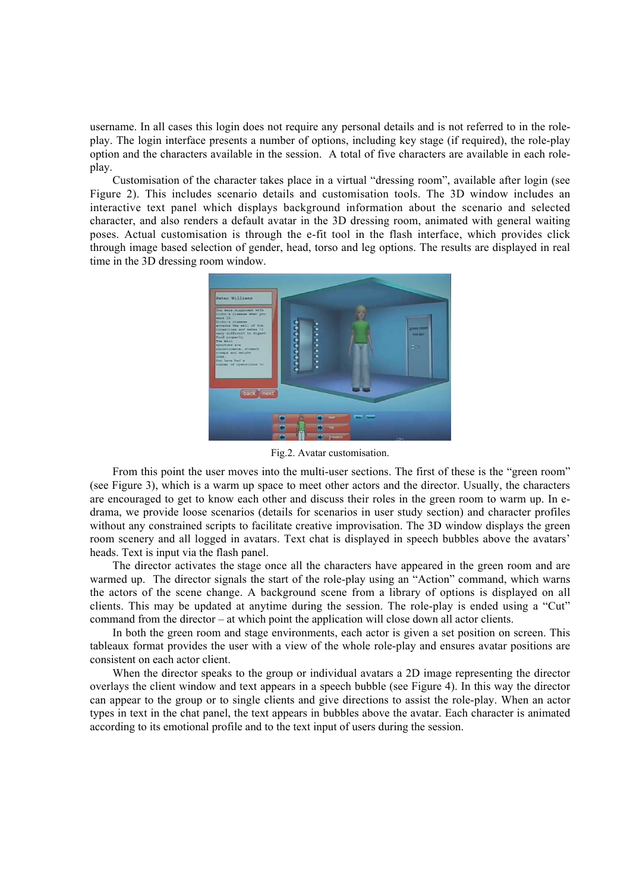username. In all cases this login does not require any personal details and is not referred to in the role-play. The login interface presents a number of options, including key stage (if required), the role-play option and the characters available in the session. A total of five characters are available in each role-play.

Customisation of the character takes place in a virtual "dressing room", available after login (see Figure 2). This includes scenario details and customisation tools. The 3D window includes an interactive text panel which displays background information about the scenario and selected character, and also renders a default avatar in the 3D dressing room, animated with general waiting poses. Actual customisation is through the e-fit tool in the flash interface, which provides click through image based selection of gender, head, torso and leg options. The results are displayed in real time in the 3D dressing room window.

Fig.2. Avatar customisation.

From this point the user moves into the multi-user sections. The first of these is the "green room" (see Figure 3), which is a warm up space to meet other actors and the director. Usually, the characters are encouraged to get to know each other and discuss their roles in the green room to warm up. In e-drama, we provide loose scenarios (details for scenarios in user study section) and character profiles without any constrained scripts to facilitate creative improvisation. The 3D window displays the green room scenery and all logged in avatars. Text chat is displayed in speech bubbles above the avatars' heads. Text is input via the flash panel.

The director activates the stage once all the characters have appeared in the green room and are warmed up. The director signals the start of the role-play using an "Action" command, which warns the actors of the scene change. A background scene from a library of options is displayed on all clients. This may be updated at anytime during the session. The role-play is ended using a "Cut" command from the director – at which point the application will close down all actor clients.

In both the green room and stage environments, each actor is given a set position on screen. This tableaux format provides the user with a view of the whole role-play and ensures avatar positions are consistent on each actor client.

When the director speaks to the group or individual avatars a 2D image representing the director overlays the client window and text appears in a speech bubble (see Figure 4). In this way the director can appear to the group or to single clients and give directions to assist the role-play. When an actor types in text in the chat panel, the text appears in bubbles above the avatar. Each character is animated according to its emotional profile and to the text input of users during the session.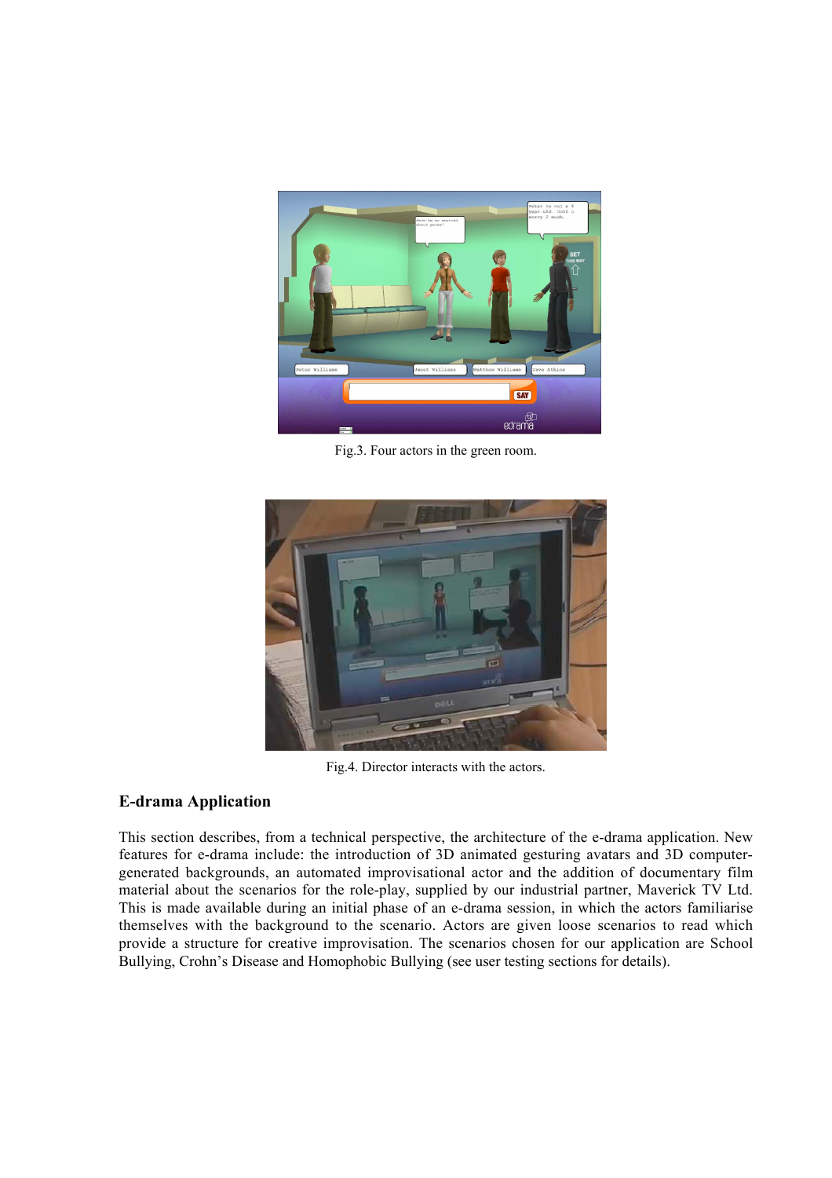Fig.3. Four actors in the green room.

Fig.4. Director interacts with the actors.

## E-drama Application

This section describes, from a technical perspective, the architecture of the e-drama application. New features for e-drama include: the introduction of 3D animated gesturing avatars and 3D computer-generated backgrounds, an automated improvisational actor and the addition of documentary film material about the scenarios for the role-play, supplied by our industrial partner, Maverick TV Ltd. This is made available during an initial phase of an e-drama session, in which the actors familiarise themselves with the background to the scenario. Actors are given loose scenarios to read which provide a structure for creative improvisation. The scenarios chosen for our application are School Bullying, Crohn's Disease and Homophobic Bullying (see user testing sections for details).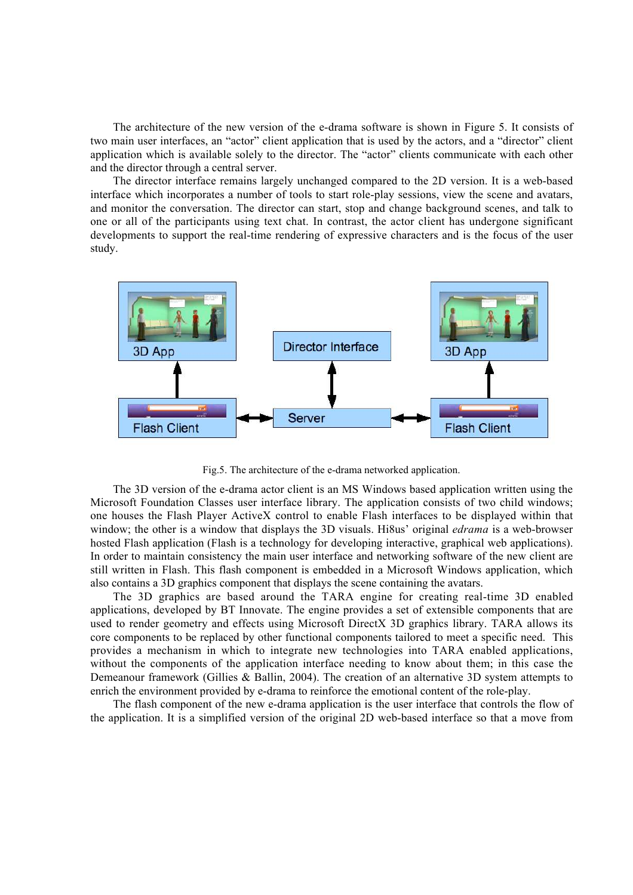The architecture of the new version of the e-drama software is shown in Figure 5. It consists of two main user interfaces, an “actor” client application that is used by the actors, and a “director” client application which is available solely to the director. The “actor” clients communicate with each other and the director through a central server.

The director interface remains largely unchanged compared to the 2D version. It is a web-based interface which incorporates a number of tools to start role-play sessions, view the scene and avatars, and monitor the conversation. The director can start, stop and change background scenes, and talk to one or all of the participants using text chat. In contrast, the actor client has undergone significant developments to support the real-time rendering of expressive characters and is the focus of the user study.

Fig.5. The architecture of the e-drama networked application.

The 3D version of the e-drama actor client is an MS Windows based application written using the Microsoft Foundation Classes user interface library. The application consists of two child windows; one houses the Flash Player ActiveX control to enable Flash interfaces to be displayed within that window; the other is a window that displays the 3D visuals. Hi8us’ original *edrama* is a web-browser hosted Flash application (Flash is a technology for developing interactive, graphical web applications). In order to maintain consistency the main user interface and networking software of the new client are still written in Flash. This flash component is embedded in a Microsoft Windows application, which also contains a 3D graphics component that displays the scene containing the avatars.

The 3D graphics are based around the TARA engine for creating real-time 3D enabled applications, developed by BT Innovate. The engine provides a set of extensible components that are used to render geometry and effects using Microsoft DirectX 3D graphics library. TARA allows its core components to be replaced by other functional components tailored to meet a specific need. This provides a mechanism in which to integrate new technologies into TARA enabled applications, without the components of the application interface needing to know about them; in this case the Demeanour framework (Gillies & Ballin, 2004). The creation of an alternative 3D system attempts to enrich the environment provided by e-drama to reinforce the emotional content of the role-play.

The flash component of the new e-drama application is the user interface that controls the flow of the application. It is a simplified version of the original 2D web-based interface so that a move from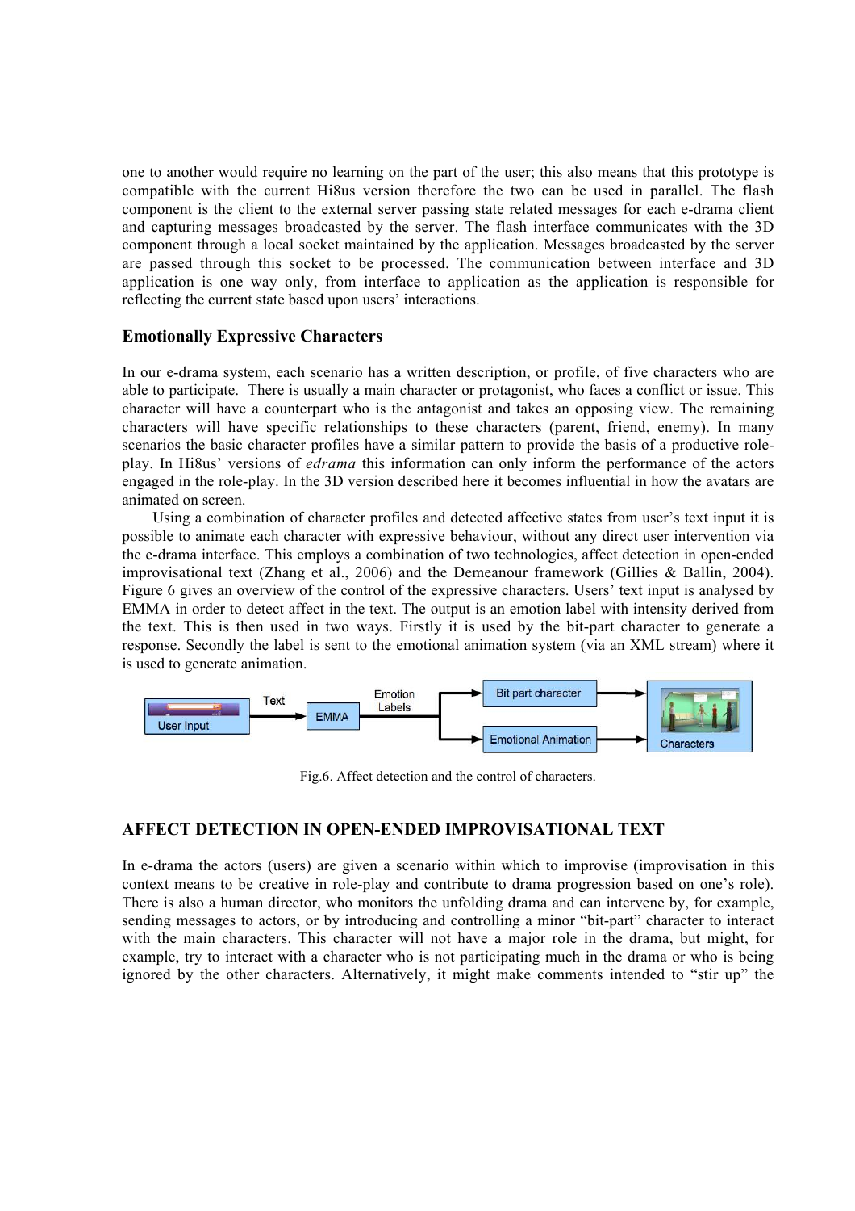one to another would require no learning on the part of the user; this also means that this prototype is compatible with the current Hi8us version therefore the two can be used in parallel. The flash component is the client to the external server passing state related messages for each e-drama client and capturing messages broadcasted by the server. The flash interface communicates with the 3D component through a local socket maintained by the application. Messages broadcasted by the server are passed through this socket to be processed. The communication between interface and 3D application is one way only, from interface to application as the application is responsible for reflecting the current state based upon users' interactions.

### Emotionally Expressive Characters

In our e-drama system, each scenario has a written description, or profile, of five characters who are able to participate. There is usually a main character or protagonist, who faces a conflict or issue. This character will have a counterpart who is the antagonist and takes an opposing view. The remaining characters will have specific relationships to these characters (parent, friend, enemy). In many scenarios the basic character profiles have a similar pattern to provide the basis of a productive role-play. In Hi8us' versions of *edrama* this information can only inform the performance of the actors engaged in the role-play. In the 3D version described here it becomes influential in how the avatars are animated on screen.

Using a combination of character profiles and detected affective states from user's text input it is possible to animate each character with expressive behaviour, without any direct user intervention via the e-drama interface. This employs a combination of two technologies, affect detection in open-ended improvisational text (Zhang et al., 2006) and the Demeanour framework (Gillies & Ballin, 2004). Figure 6 gives an overview of the control of the expressive characters. Users' text input is analysed by EMMA in order to detect affect in the text. The output is an emotion label with intensity derived from the text. This is then used in two ways. Firstly it is used by the bit-part character to generate a response. Secondly the label is sent to the emotional animation system (via an XML stream) where it is used to generate animation.

User Input → Text → EMMA → Emotion Labels → Bit part character / Emotional Animation → Characters

Fig.6. Affect detection and the control of characters.

## AFFECT DETECTION IN OPEN-ENDED IMPROVISATIONAL TEXT

In e-drama the actors (users) are given a scenario within which to improvise (improvisation in this context means to be creative in role-play and contribute to drama progression based on one's role). There is also a human director, who monitors the unfolding drama and can intervene by, for example, sending messages to actors, or by introducing and controlling a minor "bit-part" character to interact with the main characters. This character will not have a major role in the drama, but might, for example, try to interact with a character who is not participating much in the drama or who is being ignored by the other characters. Alternatively, it might make comments intended to "stir up" the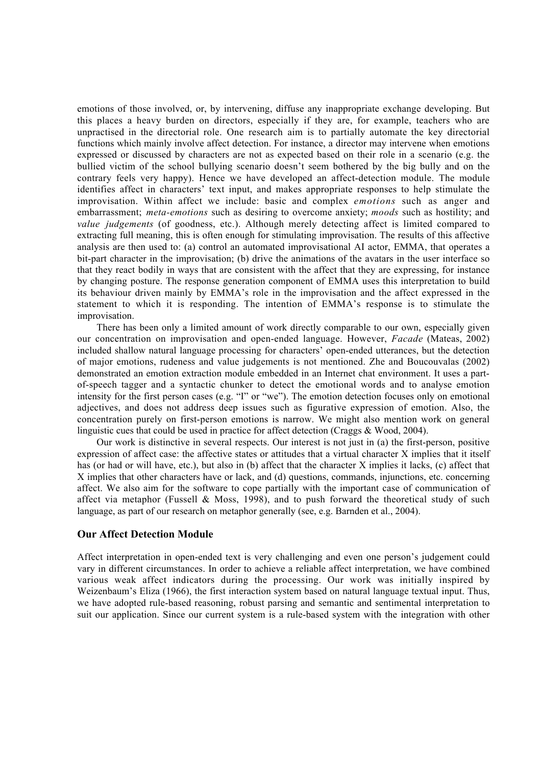emotions of those involved, or, by intervening, diffuse any inappropriate exchange developing. But this places a heavy burden on directors, especially if they are, for example, teachers who are unpractised in the directorial role. One research aim is to partially automate the key directorial functions which mainly involve affect detection. For instance, a director may intervene when emotions expressed or discussed by characters are not as expected based on their role in a scenario (e.g. the bullied victim of the school bullying scenario doesn't seem bothered by the big bully and on the contrary feels very happy). Hence we have developed an affect-detection module. The module identifies affect in characters' text input, and makes appropriate responses to help stimulate the improvisation. Within affect we include: basic and complex *emotions* such as anger and embarrassment; *meta-emotions* such as desiring to overcome anxiety; *moods* such as hostility; and *value judgements* (of goodness, etc.). Although merely detecting affect is limited compared to extracting full meaning, this is often enough for stimulating improvisation. The results of this affective analysis are then used to: (a) control an automated improvisational AI actor, EMMA, that operates a bit-part character in the improvisation; (b) drive the animations of the avatars in the user interface so that they react bodily in ways that are consistent with the affect that they are expressing, for instance by changing posture. The response generation component of EMMA uses this interpretation to build its behaviour driven mainly by EMMA's role in the improvisation and the affect expressed in the statement to which it is responding. The intention of EMMA's response is to stimulate the improvisation.

There has been only a limited amount of work directly comparable to our own, especially given our concentration on improvisation and open-ended language. However, *Facade* (Mateas, 2002) included shallow natural language processing for characters' open-ended utterances, but the detection of major emotions, rudeness and value judgements is not mentioned. Zhe and Boucouvalas (2002) demonstrated an emotion extraction module embedded in an Internet chat environment. It uses a part-of-speech tagger and a syntactic chunker to detect the emotional words and to analyse emotion intensity for the first person cases (e.g. "I" or "we"). The emotion detection focuses only on emotional adjectives, and does not address deep issues such as figurative expression of emotion. Also, the concentration purely on first-person emotions is narrow. We might also mention work on general linguistic cues that could be used in practice for affect detection (Craggs & Wood, 2004).

Our work is distinctive in several respects. Our interest is not just in (a) the first-person, positive expression of affect case: the affective states or attitudes that a virtual character X implies that it itself has (or had or will have, etc.), but also in (b) affect that the character X implies it lacks, (c) affect that X implies that other characters have or lack, and (d) questions, commands, injunctions, etc. concerning affect. We also aim for the software to cope partially with the important case of communication of affect via metaphor (Fussell & Moss, 1998), and to push forward the theoretical study of such language, as part of our research on metaphor generally (see, e.g. Barnden et al., 2004).

## Our Affect Detection Module

Affect interpretation in open-ended text is very challenging and even one person's judgement could vary in different circumstances. In order to achieve a reliable affect interpretation, we have combined various weak affect indicators during the processing. Our work was initially inspired by Weizenbaum's Eliza (1966), the first interaction system based on natural language textual input. Thus, we have adopted rule-based reasoning, robust parsing and semantic and sentimental interpretation to suit our application. Since our current system is a rule-based system with the integration with other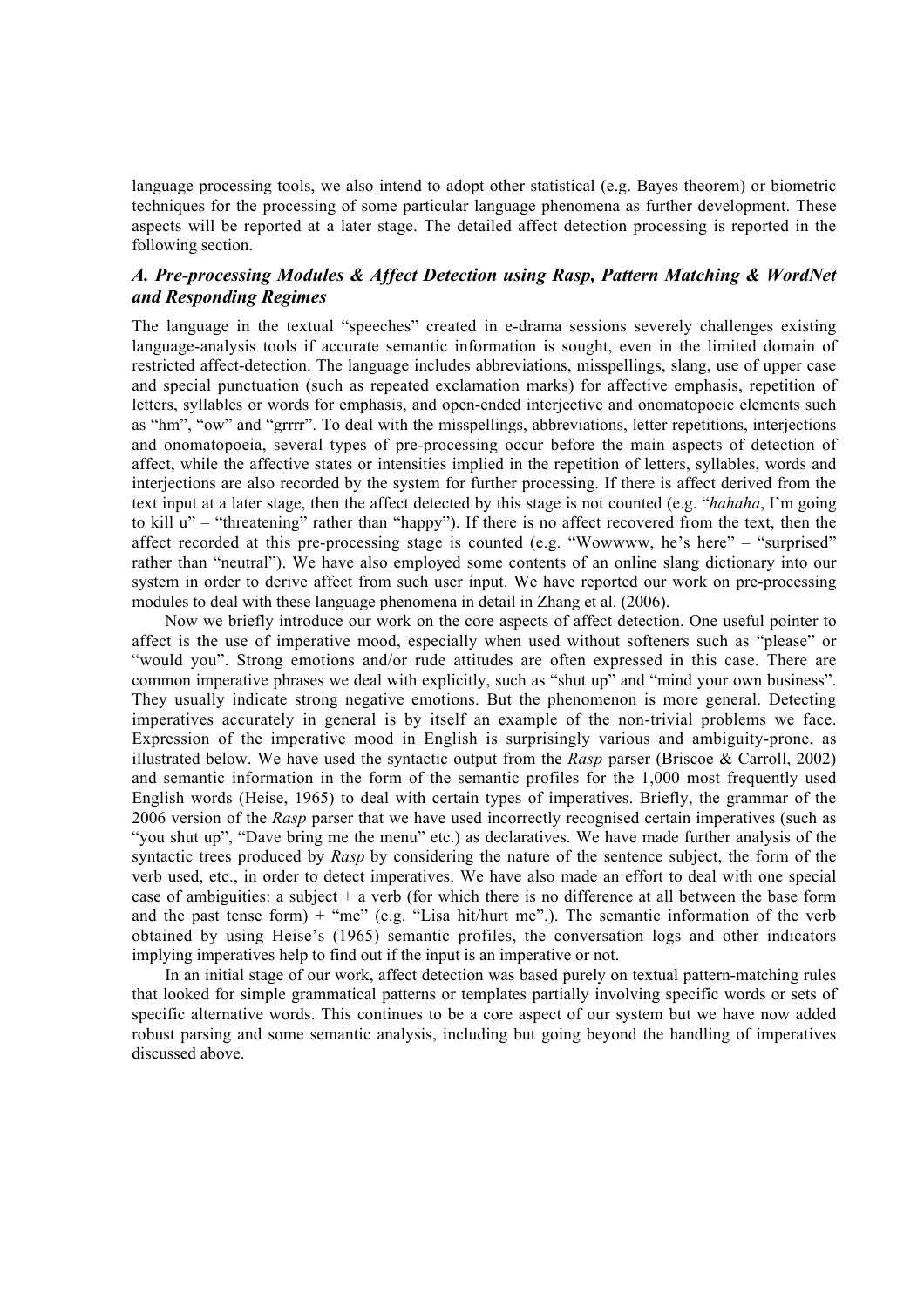language processing tools, we also intend to adopt other statistical (e.g. Bayes theorem) or biometric techniques for the processing of some particular language phenomena as further development. These aspects will be reported at a later stage. The detailed affect detection processing is reported in the following section.

### *A. Pre-processing Modules & Affect Detection using Rasp, Pattern Matching & WordNet and Responding Regimes*

The language in the textual "speeches" created in e-drama sessions severely challenges existing language-analysis tools if accurate semantic information is sought, even in the limited domain of restricted affect-detection. The language includes abbreviations, misspellings, slang, use of upper case and special punctuation (such as repeated exclamation marks) for affective emphasis, repetition of letters, syllables or words for emphasis, and open-ended interjective and onomatopoeic elements such as "hm", "ow" and "grrrr". To deal with the misspellings, abbreviations, letter repetitions, interjections and onomatopoeia, several types of pre-processing occur before the main aspects of detection of affect, while the affective states or intensities implied in the repetition of letters, syllables, words and interjections are also recorded by the system for further processing. If there is affect derived from the text input at a later stage, then the affect detected by this stage is not counted (e.g. "*hahaha*, I'm going to kill u" – "threatening" rather than "happy"). If there is no affect recovered from the text, then the affect recorded at this pre-processing stage is counted (e.g. "Wowwww, he's here" – "surprised" rather than "neutral"). We have also employed some contents of an online slang dictionary into our system in order to derive affect from such user input. We have reported our work on pre-processing modules to deal with these language phenomena in detail in Zhang et al. (2006).

Now we briefly introduce our work on the core aspects of affect detection. One useful pointer to affect is the use of imperative mood, especially when used without softeners such as "please" or "would you". Strong emotions and/or rude attitudes are often expressed in this case. There are common imperative phrases we deal with explicitly, such as "shut up" and "mind your own business". They usually indicate strong negative emotions. But the phenomenon is more general. Detecting imperatives accurately in general is by itself an example of the non-trivial problems we face. Expression of the imperative mood in English is surprisingly various and ambiguity-prone, as illustrated below. We have used the syntactic output from the *Rasp* parser (Briscoe & Carroll, 2002) and semantic information in the form of the semantic profiles for the 1,000 most frequently used English words (Heise, 1965) to deal with certain types of imperatives. Briefly, the grammar of the 2006 version of the *Rasp* parser that we have used incorrectly recognised certain imperatives (such as "you shut up", "Dave bring me the menu" etc.) as declaratives. We have made further analysis of the syntactic trees produced by *Rasp* by considering the nature of the sentence subject, the form of the verb used, etc., in order to detect imperatives. We have also made an effort to deal with one special case of ambiguities: a subject + a verb (for which there is no difference at all between the base form and the past tense form) + "me" (e.g. "Lisa hit/hurt me".). The semantic information of the verb obtained by using Heise's (1965) semantic profiles, the conversation logs and other indicators implying imperatives help to find out if the input is an imperative or not.

In an initial stage of our work, affect detection was based purely on textual pattern-matching rules that looked for simple grammatical patterns or templates partially involving specific words or sets of specific alternative words. This continues to be a core aspect of our system but we have now added robust parsing and some semantic analysis, including but going beyond the handling of imperatives discussed above.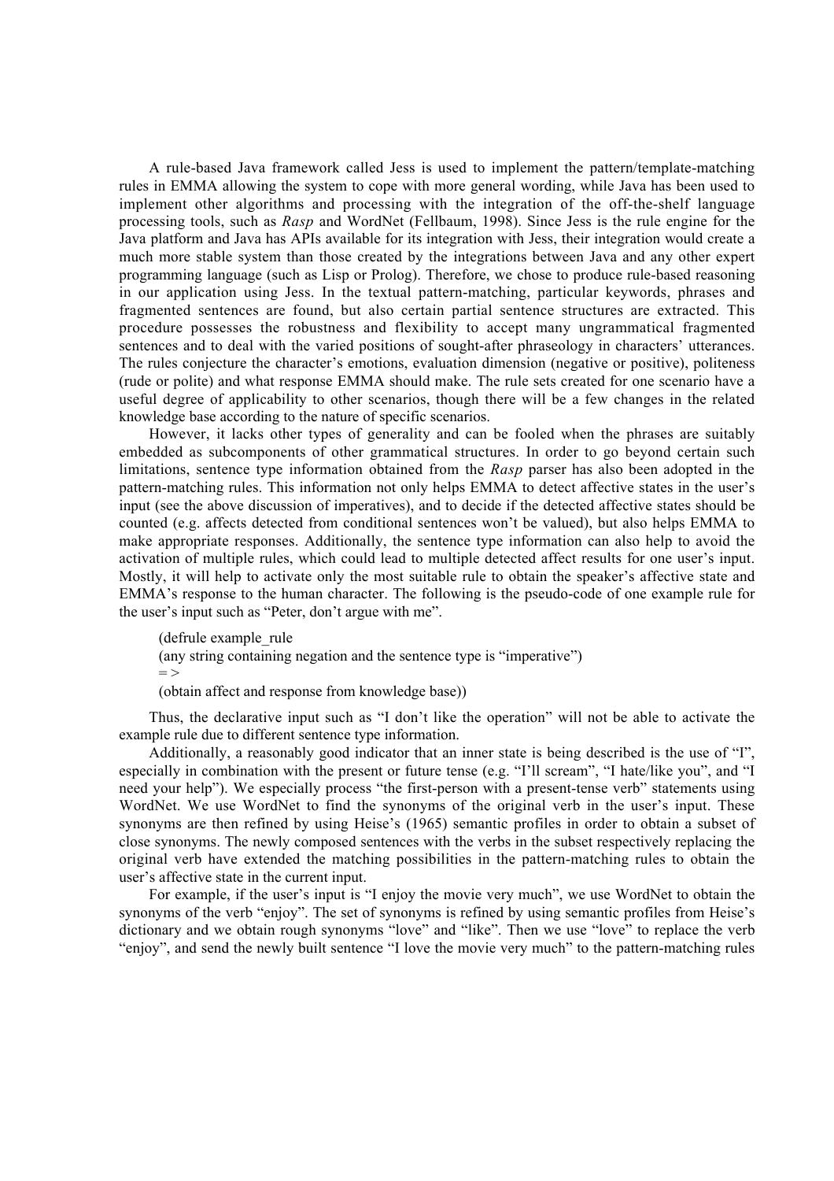A rule-based Java framework called Jess is used to implement the pattern/template-matching rules in EMMA allowing the system to cope with more general wording, while Java has been used to implement other algorithms and processing with the integration of the off-the-shelf language processing tools, such as *Rasp* and WordNet (Fellbaum, 1998). Since Jess is the rule engine for the Java platform and Java has APIs available for its integration with Jess, their integration would create a much more stable system than those created by the integrations between Java and any other expert programming language (such as Lisp or Prolog). Therefore, we chose to produce rule-based reasoning in our application using Jess. In the textual pattern-matching, particular keywords, phrases and fragmented sentences are found, but also certain partial sentence structures are extracted. This procedure possesses the robustness and flexibility to accept many ungrammatical fragmented sentences and to deal with the varied positions of sought-after phraseology in characters' utterances. The rules conjecture the character's emotions, evaluation dimension (negative or positive), politeness (rude or polite) and what response EMMA should make. The rule sets created for one scenario have a useful degree of applicability to other scenarios, though there will be a few changes in the related knowledge base according to the nature of specific scenarios.

However, it lacks other types of generality and can be fooled when the phrases are suitably embedded as subcomponents of other grammatical structures. In order to go beyond certain such limitations, sentence type information obtained from the *Rasp* parser has also been adopted in the pattern-matching rules. This information not only helps EMMA to detect affective states in the user's input (see the above discussion of imperatives), and to decide if the detected affective states should be counted (e.g. affects detected from conditional sentences won't be valued), but also helps EMMA to make appropriate responses. Additionally, the sentence type information can also help to avoid the activation of multiple rules, which could lead to multiple detected affect results for one user's input. Mostly, it will help to activate only the most suitable rule to obtain the speaker's affective state and EMMA's response to the human character. The following is the pseudo-code of one example rule for the user's input such as "Peter, don't argue with me".

```
(defrule example_rule
(any string containing negation and the sentence type is "imperative")
=>
(obtain affect and response from knowledge base))
```

Thus, the declarative input such as "I don't like the operation" will not be able to activate the example rule due to different sentence type information.

Additionally, a reasonably good indicator that an inner state is being described is the use of "I", especially in combination with the present or future tense (e.g. "I'll scream", "I hate/like you", and "I need your help"). We especially process "the first-person with a present-tense verb" statements using WordNet. We use WordNet to find the synonyms of the original verb in the user's input. These synonyms are then refined by using Heise's (1965) semantic profiles in order to obtain a subset of close synonyms. The newly composed sentences with the verbs in the subset respectively replacing the original verb have extended the matching possibilities in the pattern-matching rules to obtain the user's affective state in the current input.

For example, if the user's input is "I enjoy the movie very much", we use WordNet to obtain the synonyms of the verb "enjoy". The set of synonyms is refined by using semantic profiles from Heise's dictionary and we obtain rough synonyms "love" and "like". Then we use "love" to replace the verb "enjoy", and send the newly built sentence "I love the movie very much" to the pattern-matching rules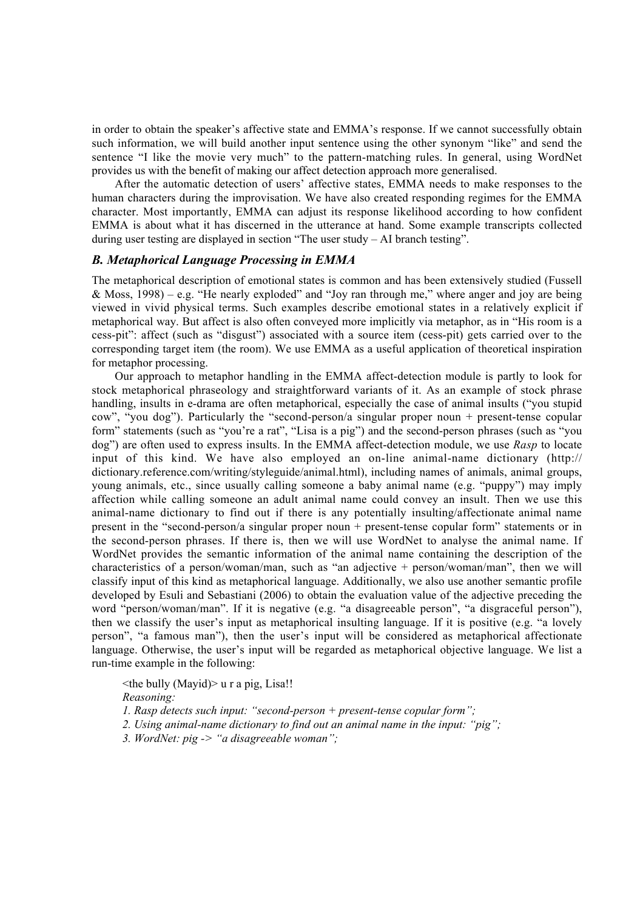in order to obtain the speaker's affective state and EMMA's response. If we cannot successfully obtain such information, we will build another input sentence using the other synonym "like" and send the sentence "I like the movie very much" to the pattern-matching rules. In general, using WordNet provides us with the benefit of making our affect detection approach more generalised.

After the automatic detection of users' affective states, EMMA needs to make responses to the human characters during the improvisation. We have also created responding regimes for the EMMA character. Most importantly, EMMA can adjust its response likelihood according to how confident EMMA is about what it has discerned in the utterance at hand. Some example transcripts collected during user testing are displayed in section "The user study – AI branch testing".

### B. Metaphorical Language Processing in EMMA

The metaphorical description of emotional states is common and has been extensively studied (Fussell & Moss, 1998) – e.g. "He nearly exploded" and "Joy ran through me," where anger and joy are being viewed in vivid physical terms. Such examples describe emotional states in a relatively explicit if metaphorical way. But affect is also often conveyed more implicitly via metaphor, as in "His room is a cess-pit": affect (such as "disgust") associated with a source item (cess-pit) gets carried over to the corresponding target item (the room). We use EMMA as a useful application of theoretical inspiration for metaphor processing.

Our approach to metaphor handling in the EMMA affect-detection module is partly to look for stock metaphorical phraseology and straightforward variants of it. As an example of stock phrase handling, insults in e-drama are often metaphorical, especially the case of animal insults ("you stupid cow", "you dog"). Particularly the "second-person/a singular proper noun + present-tense copular form" statements (such as "you're a rat", "Lisa is a pig") and the second-person phrases (such as "you dog") are often used to express insults. In the EMMA affect-detection module, we use *Rasp* to locate input of this kind. We have also employed an on-line animal-name dictionary (http:// dictionary.reference.com/writing/styleguide/animal.html), including names of animals, animal groups, young animals, etc., since usually calling someone a baby animal name (e.g. "puppy") may imply affection while calling someone an adult animal name could convey an insult. Then we use this animal-name dictionary to find out if there is any potentially insulting/affectionate animal name present in the "second-person/a singular proper noun + present-tense copular form" statements or in the second-person phrases. If there is, then we will use WordNet to analyse the animal name. If WordNet provides the semantic information of the animal name containing the description of the characteristics of a person/woman/man, such as "an adjective + person/woman/man", then we will classify input of this kind as metaphorical language. Additionally, we also use another semantic profile developed by Esuli and Sebastiani (2006) to obtain the evaluation value of the adjective preceding the word "person/woman/man". If it is negative (e.g. "a disagreeable person", "a disgraceful person"), then we classify the user's input as metaphorical insulting language. If it is positive (e.g. "a lovely person", "a famous man"), then the user's input will be considered as metaphorical affectionate language. Otherwise, the user's input will be regarded as metaphorical objective language. We list a run-time example in the following:

<the bully (Mayid)> u r a pig, Lisa!!  
*Reasoning:*  
*1. Rasp detects such input: "second-person + present-tense copular form";*  
*2. Using animal-name dictionary to find out an animal name in the input: "pig";*  
*3. WordNet: pig -> "a disagreeable woman";*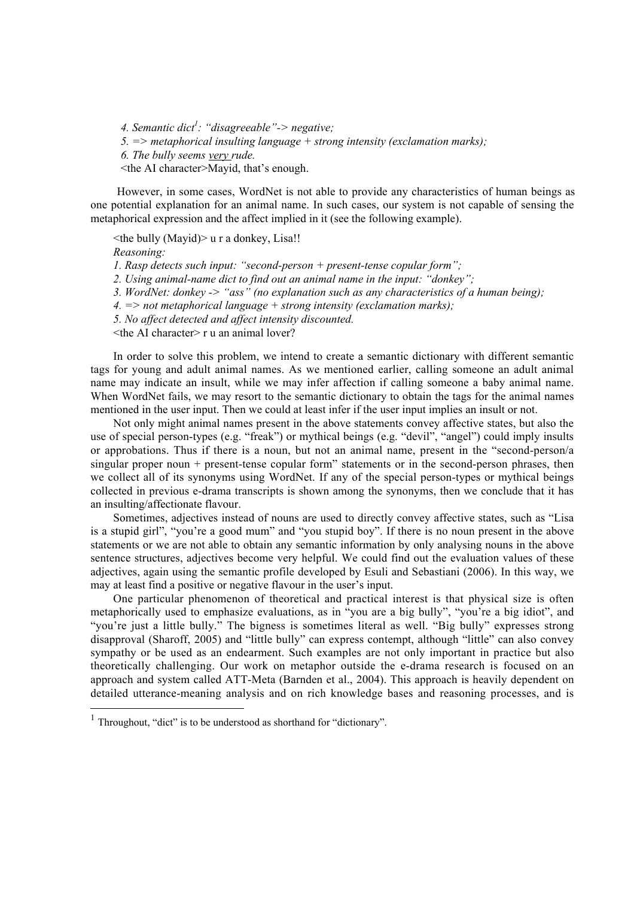*4. Semantic dict[1]: "disagreeable"-> negative;*
*5. => metaphorical insulting language + strong intensity (exclamation marks);*
*6. The bully seems very rude.*
<the AI character>Mayid, that's enough.

However, in some cases, WordNet is not able to provide any characteristics of human beings as one potential explanation for an animal name. In such cases, our system is not capable of sensing the metaphorical expression and the affect implied in it (see the following example).

<the bully (Mayid)> u r a donkey, Lisa!!
*Reasoning:*
*1. Rasp detects such input: "second-person + present-tense copular form";*
*2. Using animal-name dict to find out an animal name in the input: "donkey";*
*3. WordNet: donkey -> "ass" (no explanation such as any characteristics of a human being);*
*4. => not metaphorical language + strong intensity (exclamation marks);*
*5. No affect detected and affect intensity discounted.*
<the AI character> r u an animal lover?

In order to solve this problem, we intend to create a semantic dictionary with different semantic tags for young and adult animal names. As we mentioned earlier, calling someone an adult animal name may indicate an insult, while we may infer affection if calling someone a baby animal name. When WordNet fails, we may resort to the semantic dictionary to obtain the tags for the animal names mentioned in the user input. Then we could at least infer if the user input implies an insult or not.

Not only might animal names present in the above statements convey affective states, but also the use of special person-types (e.g. "freak") or mythical beings (e.g. "devil", "angel") could imply insults or approbations. Thus if there is a noun, but not an animal name, present in the "second-person/a singular proper noun + present-tense copular form" statements or in the second-person phrases, then we collect all of its synonyms using WordNet. If any of the special person-types or mythical beings collected in previous e-drama transcripts is shown among the synonyms, then we conclude that it has an insulting/affectionate flavour.

Sometimes, adjectives instead of nouns are used to directly convey affective states, such as "Lisa is a stupid girl", "you're a good mum" and "you stupid boy". If there is no noun present in the above statements or we are not able to obtain any semantic information by only analysing nouns in the above sentence structures, adjectives become very helpful. We could find out the evaluation values of these adjectives, again using the semantic profile developed by Esuli and Sebastiani (2006). In this way, we may at least find a positive or negative flavour in the user's input.

One particular phenomenon of theoretical and practical interest is that physical size is often metaphorically used to emphasize evaluations, as in "you are a big bully", "you're a big idiot", and "you're just a little bully." The bigness is sometimes literal as well. "Big bully" expresses strong disapproval (Sharoff, 2005) and "little bully" can express contempt, although "little" can also convey sympathy or be used as an endearment. Such examples are not only important in practice but also theoretically challenging. Our work on metaphor outside the e-drama research is focused on an approach and system called ATT-Meta (Barnden et al., 2004). This approach is heavily dependent on detailed utterance-meaning analysis and on rich knowledge bases and reasoning processes, and is

[1] Throughout, "dict" is to be understood as shorthand for "dictionary".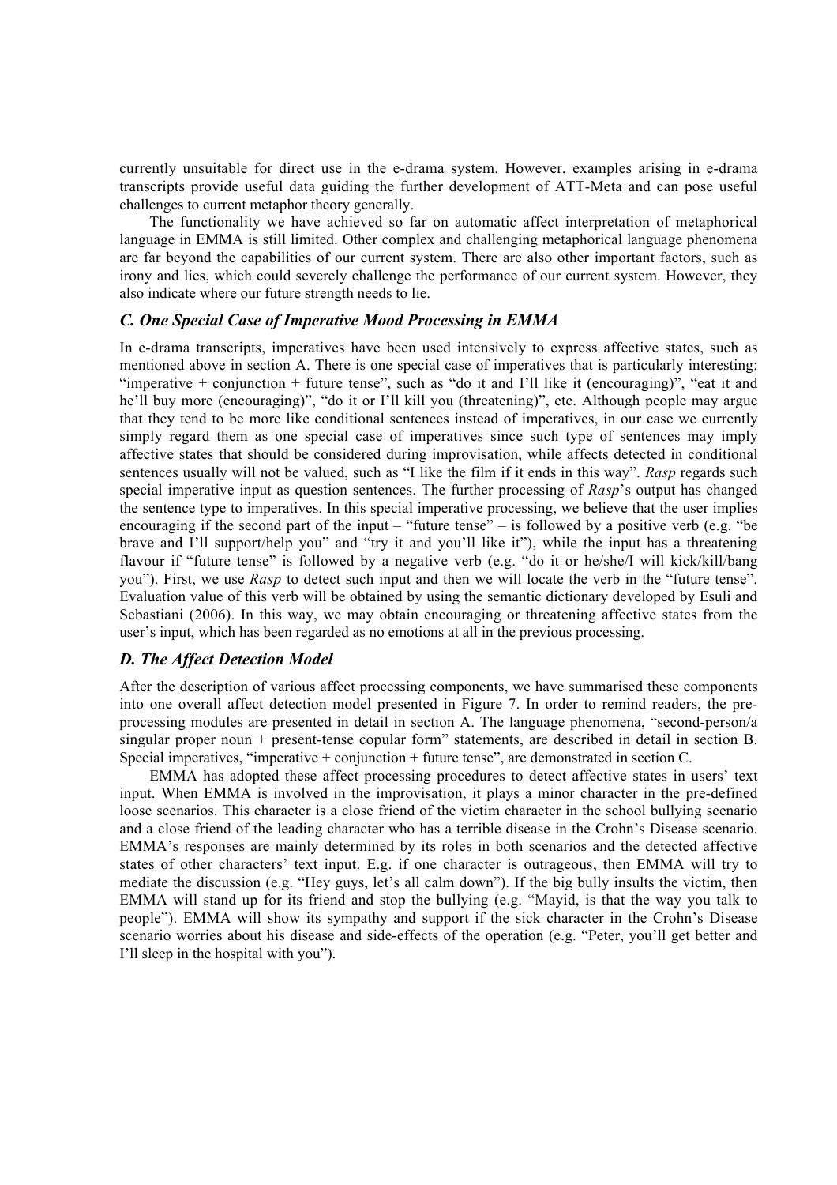currently unsuitable for direct use in the e-drama system. However, examples arising in e-drama transcripts provide useful data guiding the further development of ATT-Meta and can pose useful challenges to current metaphor theory generally.

The functionality we have achieved so far on automatic affect interpretation of metaphorical language in EMMA is still limited. Other complex and challenging metaphorical language phenomena are far beyond the capabilities of our current system. There are also other important factors, such as irony and lies, which could severely challenge the performance of our current system. However, they also indicate where our future strength needs to lie.

### *C. One Special Case of Imperative Mood Processing in EMMA*

In e-drama transcripts, imperatives have been used intensively to express affective states, such as mentioned above in section A. There is one special case of imperatives that is particularly interesting: "imperative + conjunction + future tense", such as "do it and I'll like it (encouraging)", "eat it and he'll buy more (encouraging)", "do it or I'll kill you (threatening)", etc. Although people may argue that they tend to be more like conditional sentences instead of imperatives, in our case we currently simply regard them as one special case of imperatives since such type of sentences may imply affective states that should be considered during improvisation, while affects detected in conditional sentences usually will not be valued, such as "I like the film if it ends in this way". *Rasp* regards such special imperative input as question sentences. The further processing of *Rasp*'s output has changed the sentence type to imperatives. In this special imperative processing, we believe that the user implies encouraging if the second part of the input – "future tense" – is followed by a positive verb (e.g. "be brave and I'll support/help you" and "try it and you'll like it"), while the input has a threatening flavour if "future tense" is followed by a negative verb (e.g. "do it or he/she/I will kick/kill/bang you"). First, we use *Rasp* to detect such input and then we will locate the verb in the "future tense". Evaluation value of this verb will be obtained by using the semantic dictionary developed by Esuli and Sebastiani (2006). In this way, we may obtain encouraging or threatening affective states from the user's input, which has been regarded as no emotions at all in the previous processing.

### *D. The Affect Detection Model*

After the description of various affect processing components, we have summarised these components into one overall affect detection model presented in Figure 7. In order to remind readers, the pre-processing modules are presented in detail in section A. The language phenomena, "second-person/a singular proper noun + present-tense copular form" statements, are described in detail in section B. Special imperatives, "imperative + conjunction + future tense", are demonstrated in section C.

EMMA has adopted these affect processing procedures to detect affective states in users' text input. When EMMA is involved in the improvisation, it plays a minor character in the pre-defined loose scenarios. This character is a close friend of the victim character in the school bullying scenario and a close friend of the leading character who has a terrible disease in the Crohn's Disease scenario. EMMA's responses are mainly determined by its roles in both scenarios and the detected affective states of other characters' text input. E.g. if one character is outrageous, then EMMA will try to mediate the discussion (e.g. "Hey guys, let's all calm down"). If the big bully insults the victim, then EMMA will stand up for its friend and stop the bullying (e.g. "Mayid, is that the way you talk to people"). EMMA will show its sympathy and support if the sick character in the Crohn's Disease scenario worries about his disease and side-effects of the operation (e.g. "Peter, you'll get better and I'll sleep in the hospital with you").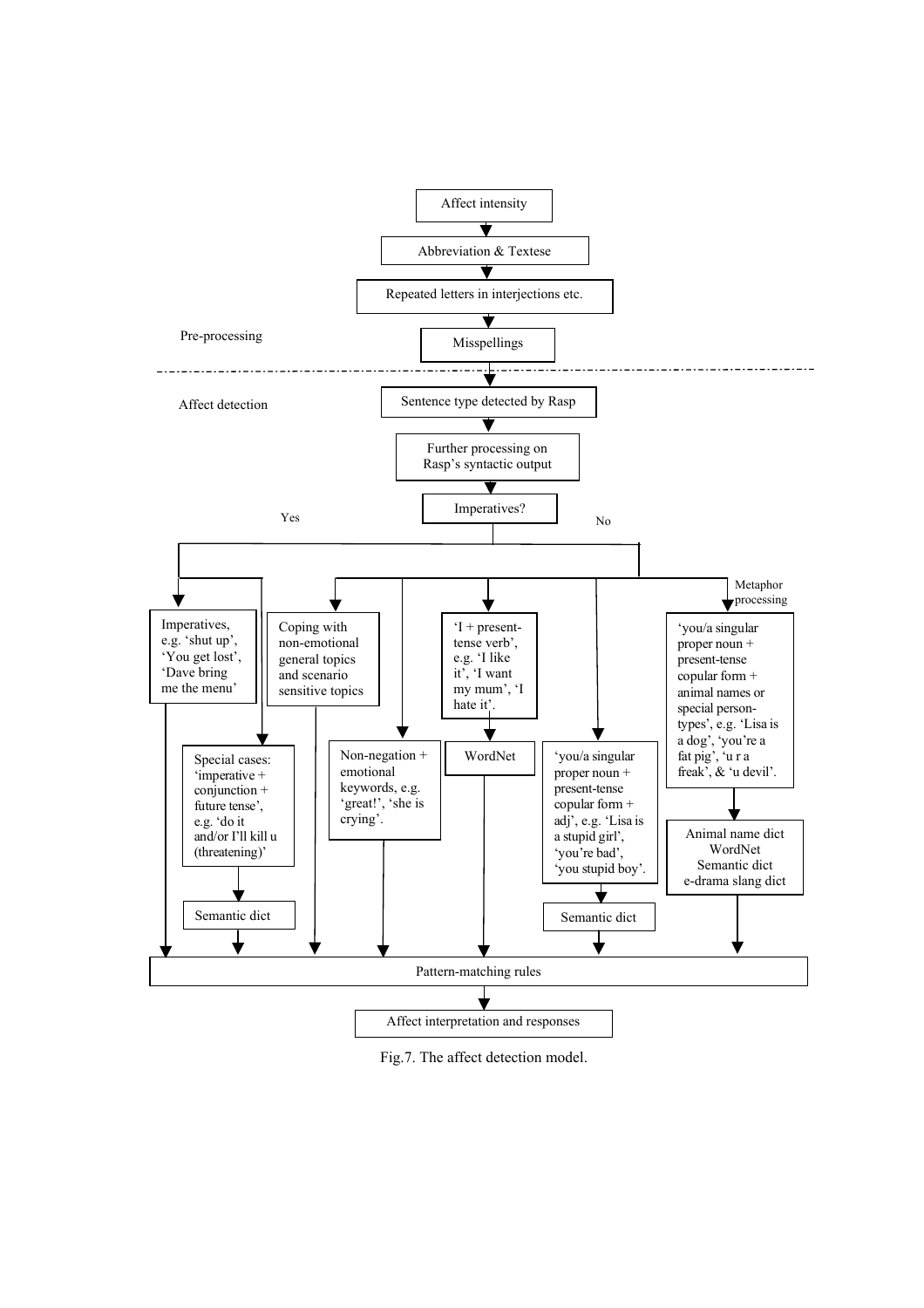Affect intensity

Abbreviation & Textese

Repeated letters in interjections etc.

Pre-processing

Misspellings

---

Affect detection

Sentence type detected by Rasp

Further processing on Rasp's syntactic output

Imperatives?

Yes

No

Metaphor processing

Imperatives, e.g. 'shut up', 'You get lost', 'Dave bring me the menu'

Special cases: 'imperative + conjunction + future tense', e.g. 'do it and/or I'll kill u (threatening)'

Semantic dict

Coping with non-emotional general topics and scenario sensitive topics

Non-negation + emotional keywords, e.g. 'great!', 'she is crying'.

'I + present-tense verb', e.g. 'I like it', 'I want my mum', 'I hate it'.

WordNet

'you/a singular proper noun + present-tense copular form + adj', e.g. 'Lisa is a stupid girl', 'you're bad', 'you stupid boy'.

Semantic dict

'you/a singular proper noun + present-tense copular form + animal names or special person-types', e.g. 'Lisa is a dog', 'you're a fat pig', 'u r a freak', & 'u devil'.

Animal name dict
WordNet
Semantic dict
e-drama slang dict

Pattern-matching rules

Affect interpretation and responses

Fig.7. The affect detection model.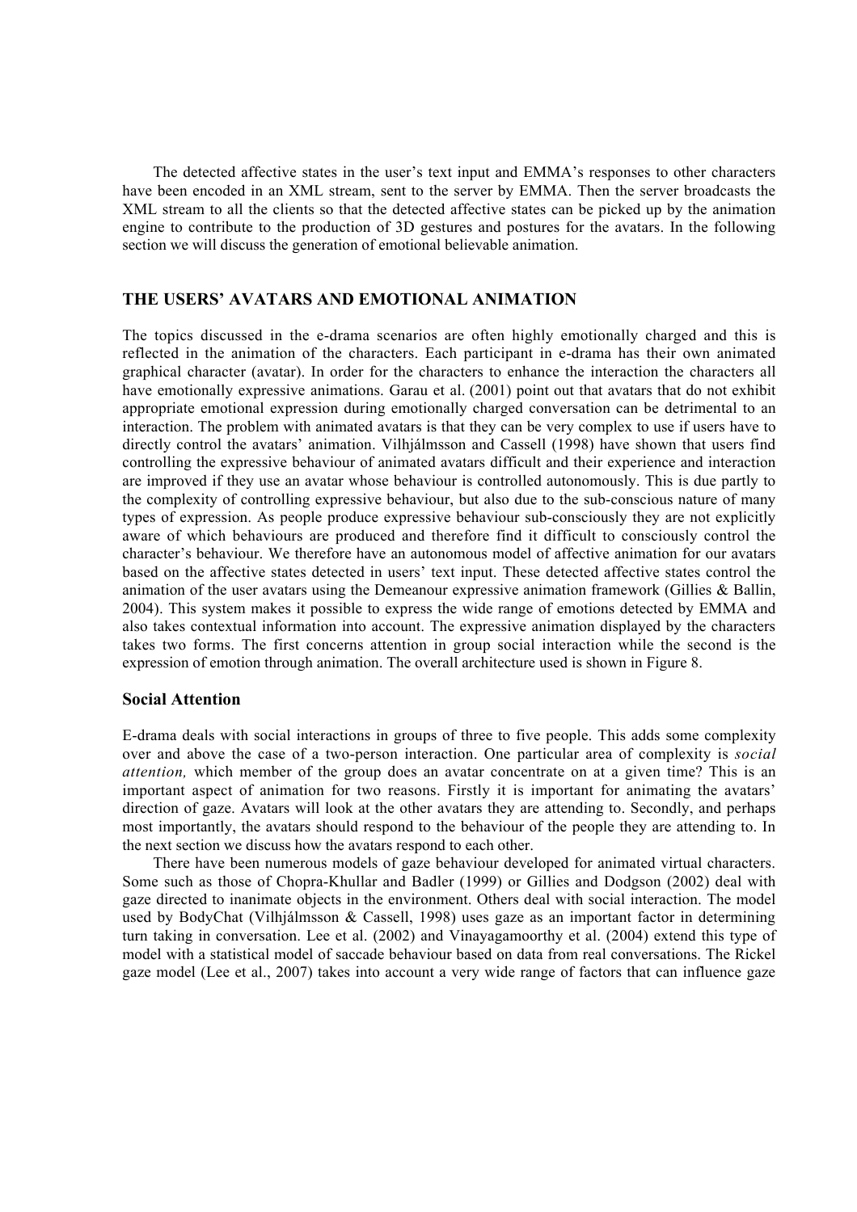The detected affective states in the user's text input and EMMA's responses to other characters have been encoded in an XML stream, sent to the server by EMMA. Then the server broadcasts the XML stream to all the clients so that the detected affective states can be picked up by the animation engine to contribute to the production of 3D gestures and postures for the avatars. In the following section we will discuss the generation of emotional believable animation.

## THE USERS' AVATARS AND EMOTIONAL ANIMATION

The topics discussed in the e-drama scenarios are often highly emotionally charged and this is reflected in the animation of the characters. Each participant in e-drama has their own animated graphical character (avatar). In order for the characters to enhance the interaction the characters all have emotionally expressive animations. Garau et al. (2001) point out that avatars that do not exhibit appropriate emotional expression during emotionally charged conversation can be detrimental to an interaction. The problem with animated avatars is that they can be very complex to use if users have to directly control the avatars' animation. Vilhjálmsson and Cassell (1998) have shown that users find controlling the expressive behaviour of animated avatars difficult and their experience and interaction are improved if they use an avatar whose behaviour is controlled autonomously. This is due partly to the complexity of controlling expressive behaviour, but also due to the sub-conscious nature of many types of expression. As people produce expressive behaviour sub-consciously they are not explicitly aware of which behaviours are produced and therefore find it difficult to consciously control the character's behaviour. We therefore have an autonomous model of affective animation for our avatars based on the affective states detected in users' text input. These detected affective states control the animation of the user avatars using the Demeanour expressive animation framework (Gillies & Ballin, 2004). This system makes it possible to express the wide range of emotions detected by EMMA and also takes contextual information into account. The expressive animation displayed by the characters takes two forms. The first concerns attention in group social interaction while the second is the expression of emotion through animation. The overall architecture used is shown in Figure 8.

### Social Attention

E-drama deals with social interactions in groups of three to five people. This adds some complexity over and above the case of a two-person interaction. One particular area of complexity is *social attention,* which member of the group does an avatar concentrate on at a given time? This is an important aspect of animation for two reasons. Firstly it is important for animating the avatars' direction of gaze. Avatars will look at the other avatars they are attending to. Secondly, and perhaps most importantly, the avatars should respond to the behaviour of the people they are attending to. In the next section we discuss how the avatars respond to each other.

There have been numerous models of gaze behaviour developed for animated virtual characters. Some such as those of Chopra-Khullar and Badler (1999) or Gillies and Dodgson (2002) deal with gaze directed to inanimate objects in the environment. Others deal with social interaction. The model used by BodyChat (Vilhjálmsson & Cassell, 1998) uses gaze as an important factor in determining turn taking in conversation. Lee et al. (2002) and Vinayagamoorthy et al. (2004) extend this type of model with a statistical model of saccade behaviour based on data from real conversations. The Rickel gaze model (Lee et al., 2007) takes into account a very wide range of factors that can influence gaze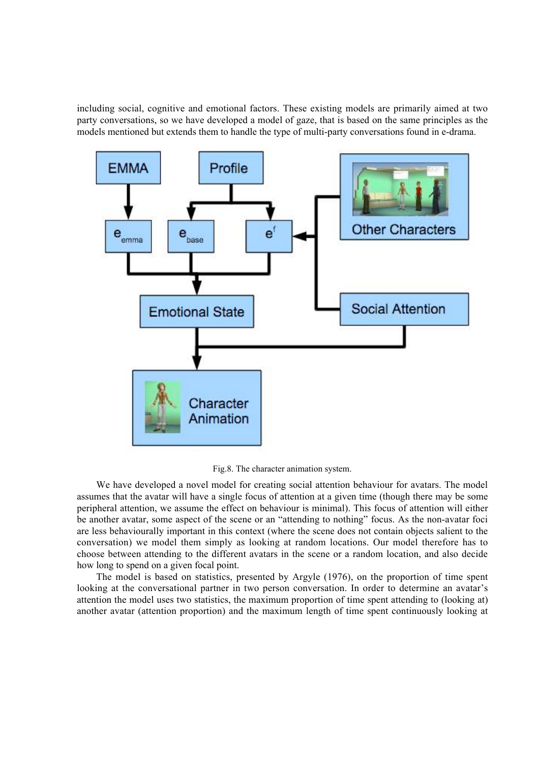including social, cognitive and emotional factors. These existing models are primarily aimed at two party conversations, so we have developed a model of gaze, that is based on the same principles as the models mentioned but extends them to handle the type of multi-party conversations found in e-drama.

Fig.8. The character animation system.

We have developed a novel model for creating social attention behaviour for avatars. The model assumes that the avatar will have a single focus of attention at a given time (though there may be some peripheral attention, we assume the effect on behaviour is minimal). This focus of attention will either be another avatar, some aspect of the scene or an "attending to nothing" focus. As the non-avatar foci are less behaviourally important in this context (where the scene does not contain objects salient to the conversation) we model them simply as looking at random locations. Our model therefore has to choose between attending to the different avatars in the scene or a random location, and also decide how long to spend on a given focal point.

The model is based on statistics, presented by Argyle (1976), on the proportion of time spent looking at the conversational partner in two person conversation. In order to determine an avatar's attention the model uses two statistics, the maximum proportion of time spent attending to (looking at) another avatar (attention proportion) and the maximum length of time spent continuously looking at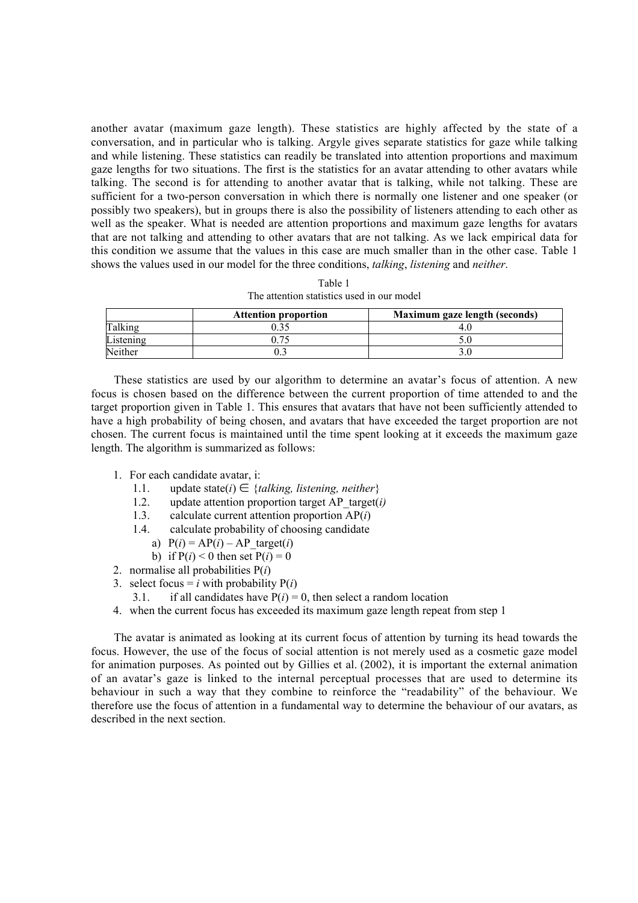another avatar (maximum gaze length). These statistics are highly affected by the state of a conversation, and in particular who is talking. Argyle gives separate statistics for gaze while talking and while listening. These statistics can readily be translated into attention proportions and maximum gaze lengths for two situations. The first is the statistics for an avatar attending to other avatars while talking. The second is for attending to another avatar that is talking, while not talking. These are sufficient for a two-person conversation in which there is normally one listener and one speaker (or possibly two speakers), but in groups there is also the possibility of listeners attending to each other as well as the speaker. What is needed are attention proportions and maximum gaze lengths for avatars that are not talking and attending to other avatars that are not talking. As we lack empirical data for this condition we assume that the values in this case are much smaller than in the other case. Table 1 shows the values used in our model for the three conditions, *talking*, *listening* and *neither*.

Table 1
The attention statistics used in our model

| | Attention proportion | Maximum gaze length (seconds) |
|---|---|---|
| Talking | 0.35 | 4.0 |
| Listening | 0.75 | 5.0 |
| Neither | 0.3 | 3.0 |

These statistics are used by our algorithm to determine an avatar's focus of attention. A new focus is chosen based on the difference between the current proportion of time attended to and the target proportion given in Table 1. This ensures that avatars that have not been sufficiently attended to have a high probability of being chosen, and avatars that have exceeded the target proportion are not chosen. The current focus is maintained until the time spent looking at it exceeds the maximum gaze length. The algorithm is summarized as follows:

1. For each candidate avatar, i:
   - 1.1. update state($i$) $\in$ {*talking, listening, neither*}
   - 1.2. update attention proportion target AP_target($i$)
   - 1.3. calculate current attention proportion AP($i$)
   - 1.4. calculate probability of choosing candidate
     - a) P($i$) = AP($i$) – AP_target($i$)
     - b) if P($i$) < 0 then set P($i$) = 0
2. normalise all probabilities P($i$)
3. select focus = $i$ with probability P($i$)
   - 3.1. if all candidates have P($i$) = 0, then select a random location
4. when the current focus has exceeded its maximum gaze length repeat from step 1

The avatar is animated as looking at its current focus of attention by turning its head towards the focus. However, the use of the focus of social attention is not merely used as a cosmetic gaze model for animation purposes. As pointed out by Gillies et al. (2002), it is important the external animation of an avatar's gaze is linked to the internal perceptual processes that are used to determine its behaviour in such a way that they combine to reinforce the "readability" of the behaviour. We therefore use the focus of attention in a fundamental way to determine the behaviour of our avatars, as described in the next section.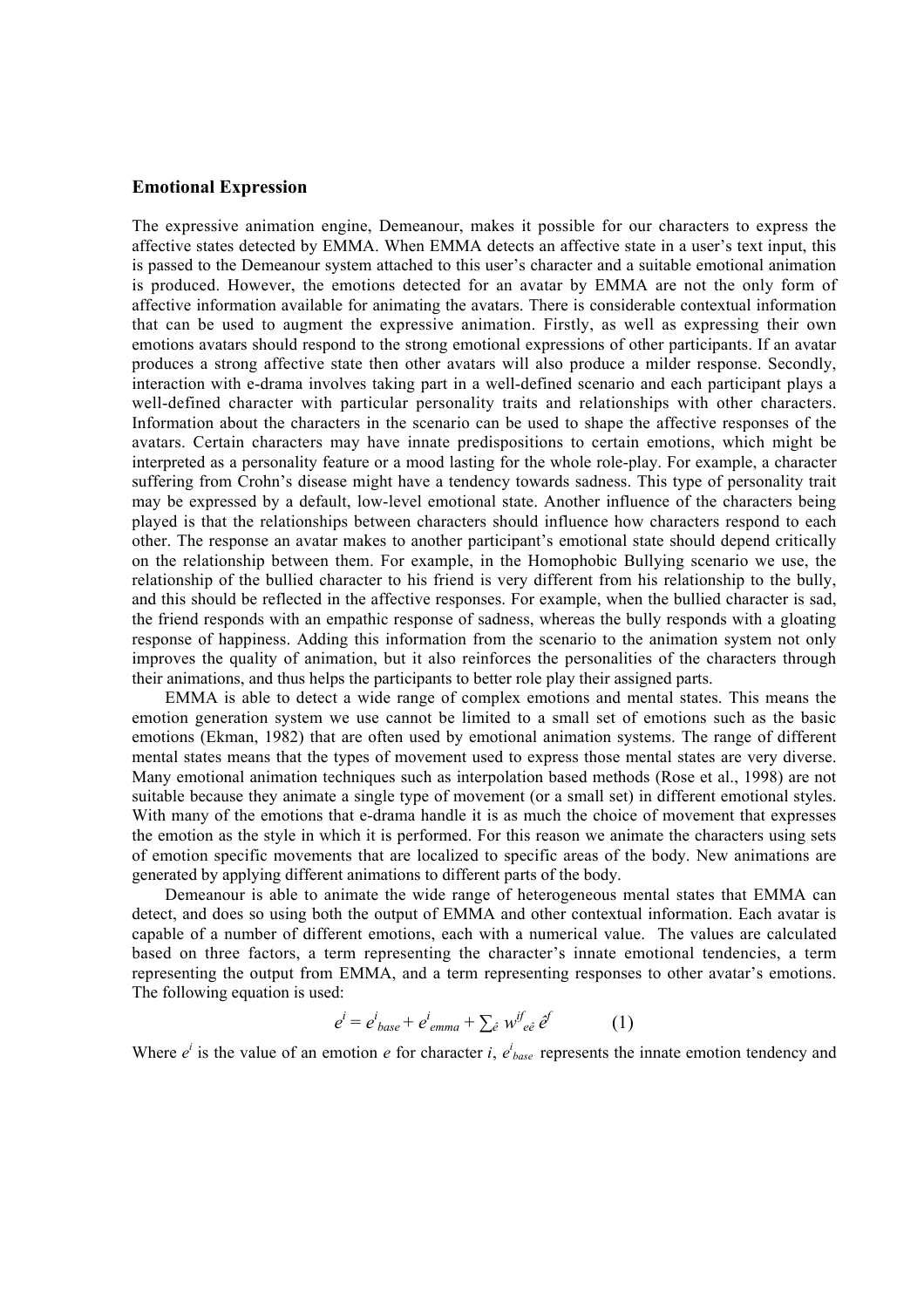### Emotional Expression

The expressive animation engine, Demeanour, makes it possible for our characters to express the affective states detected by EMMA. When EMMA detects an affective state in a user's text input, this is passed to the Demeanour system attached to this user's character and a suitable emotional animation is produced. However, the emotions detected for an avatar by EMMA are not the only form of affective information available for animating the avatars. There is considerable contextual information that can be used to augment the expressive animation. Firstly, as well as expressing their own emotions avatars should respond to the strong emotional expressions of other participants. If an avatar produces a strong affective state then other avatars will also produce a milder response. Secondly, interaction with e-drama involves taking part in a well-defined scenario and each participant plays a well-defined character with particular personality traits and relationships with other characters. Information about the characters in the scenario can be used to shape the affective responses of the avatars. Certain characters may have innate predispositions to certain emotions, which might be interpreted as a personality feature or a mood lasting for the whole role-play. For example, a character suffering from Crohn's disease might have a tendency towards sadness. This type of personality trait may be expressed by a default, low-level emotional state. Another influence of the characters being played is that the relationships between characters should influence how characters respond to each other. The response an avatar makes to another participant's emotional state should depend critically on the relationship between them. For example, in the Homophobic Bullying scenario we use, the relationship of the bullied character to his friend is very different from his relationship to the bully, and this should be reflected in the affective responses. For example, when the bullied character is sad, the friend responds with an empathic response of sadness, whereas the bully responds with a gloating response of happiness. Adding this information from the scenario to the animation system not only improves the quality of animation, but it also reinforces the personalities of the characters through their animations, and thus helps the participants to better role play their assigned parts.

EMMA is able to detect a wide range of complex emotions and mental states. This means the emotion generation system we use cannot be limited to a small set of emotions such as the basic emotions (Ekman, 1982) that are often used by emotional animation systems. The range of different mental states means that the types of movement used to express those mental states are very diverse. Many emotional animation techniques such as interpolation based methods (Rose et al., 1998) are not suitable because they animate a single type of movement (or a small set) in different emotional styles. With many of the emotions that e-drama handle it is as much the choice of movement that expresses the emotion as the style in which it is performed. For this reason we animate the characters using sets of emotion specific movements that are localized to specific areas of the body. New animations are generated by applying different animations to different parts of the body.

Demeanour is able to animate the wide range of heterogeneous mental states that EMMA can detect, and does so using both the output of EMMA and other contextual information. Each avatar is capable of a number of different emotions, each with a numerical value. The values are calculated based on three factors, a term representing the character's innate emotional tendencies, a term representing the output from EMMA, and a term representing responses to other avatar's emotions. The following equation is used:

$$e^i = e^i_{base} + e^i_{emma} + \sum_{\hat{e}} w^{if}_{e\hat{e}}\, \hat{e}^f \qquad (1)$$

Where $e^i$ is the value of an emotion $e$ for character $i$, $e^i_{base}$ represents the innate emotion tendency and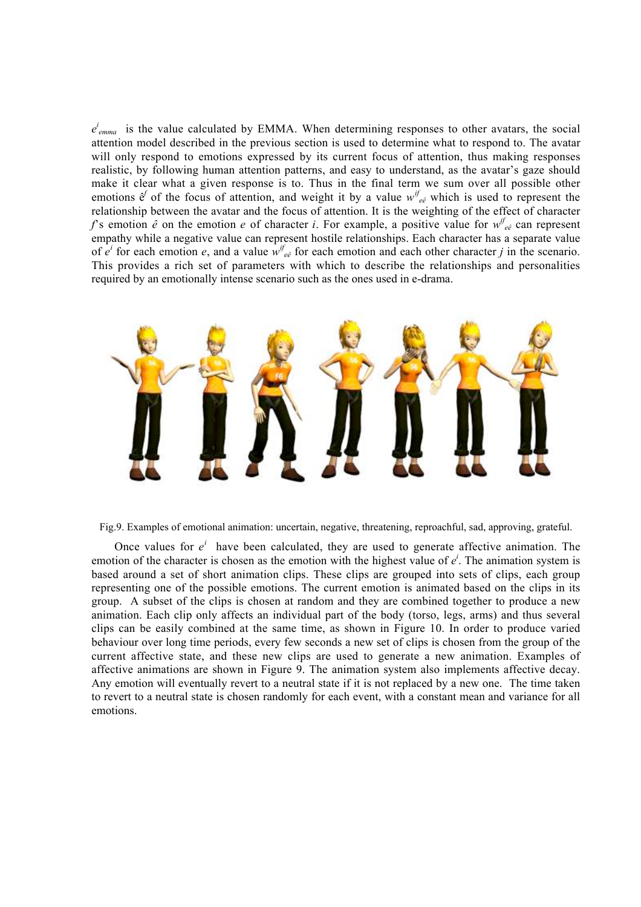$e^i_{emma}$ is the value calculated by EMMA. When determining responses to other avatars, the social attention model described in the previous section is used to determine what to respond to. The avatar will only respond to emotions expressed by its current focus of attention, thus making responses realistic, by following human attention patterns, and easy to understand, as the avatar's gaze should make it clear what a given response is to. Thus in the final term we sum over all possible other emotions $\hat{e}^f$ of the focus of attention, and weight it by a value $w^{if}_{e\hat{e}}$ which is used to represent the relationship between the avatar and the focus of attention. It is the weighting of the effect of character $f$'s emotion $\hat{e}$ on the emotion $e$ of character $i$. For example, a positive value for $w^{if}_{e\hat{e}}$ can represent empathy while a negative value can represent hostile relationships. Each character has a separate value of $e^i$ for each emotion $e$, and a value $w^{if}_{e\hat{e}}$ for each emotion and each other character $j$ in the scenario. This provides a rich set of parameters with which to describe the relationships and personalities required by an emotionally intense scenario such as the ones used in e-drama.

Fig.9. Examples of emotional animation: uncertain, negative, threatening, reproachful, sad, approving, grateful.

Once values for $e^i$ have been calculated, they are used to generate affective animation. The emotion of the character is chosen as the emotion with the highest value of $e^i$. The animation system is based around a set of short animation clips. These clips are grouped into sets of clips, each group representing one of the possible emotions. The current emotion is animated based on the clips in its group. A subset of the clips is chosen at random and they are combined together to produce a new animation. Each clip only affects an individual part of the body (torso, legs, arms) and thus several clips can be easily combined at the same time, as shown in Figure 10. In order to produce varied behaviour over long time periods, every few seconds a new set of clips is chosen from the group of the current affective state, and these new clips are used to generate a new animation. Examples of affective animations are shown in Figure 9. The animation system also implements affective decay. Any emotion will eventually revert to a neutral state if it is not replaced by a new one. The time taken to revert to a neutral state is chosen randomly for each event, with a constant mean and variance for all emotions.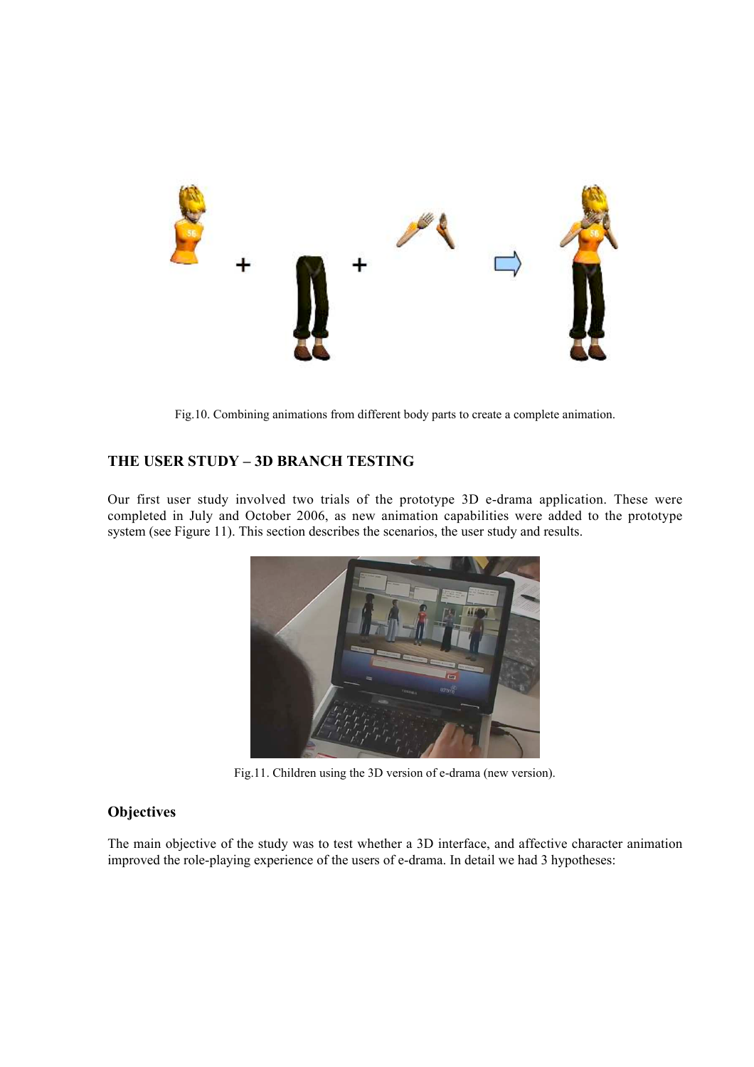Fig.10. Combining animations from different body parts to create a complete animation.

## THE USER STUDY – 3D BRANCH TESTING

Our first user study involved two trials of the prototype 3D e-drama application. These were completed in July and October 2006, as new animation capabilities were added to the prototype system (see Figure 11). This section describes the scenarios, the user study and results.

Fig.11. Children using the 3D version of e-drama (new version).

### Objectives

The main objective of the study was to test whether a 3D interface, and affective character animation improved the role-playing experience of the users of e-drama. In detail we had 3 hypotheses: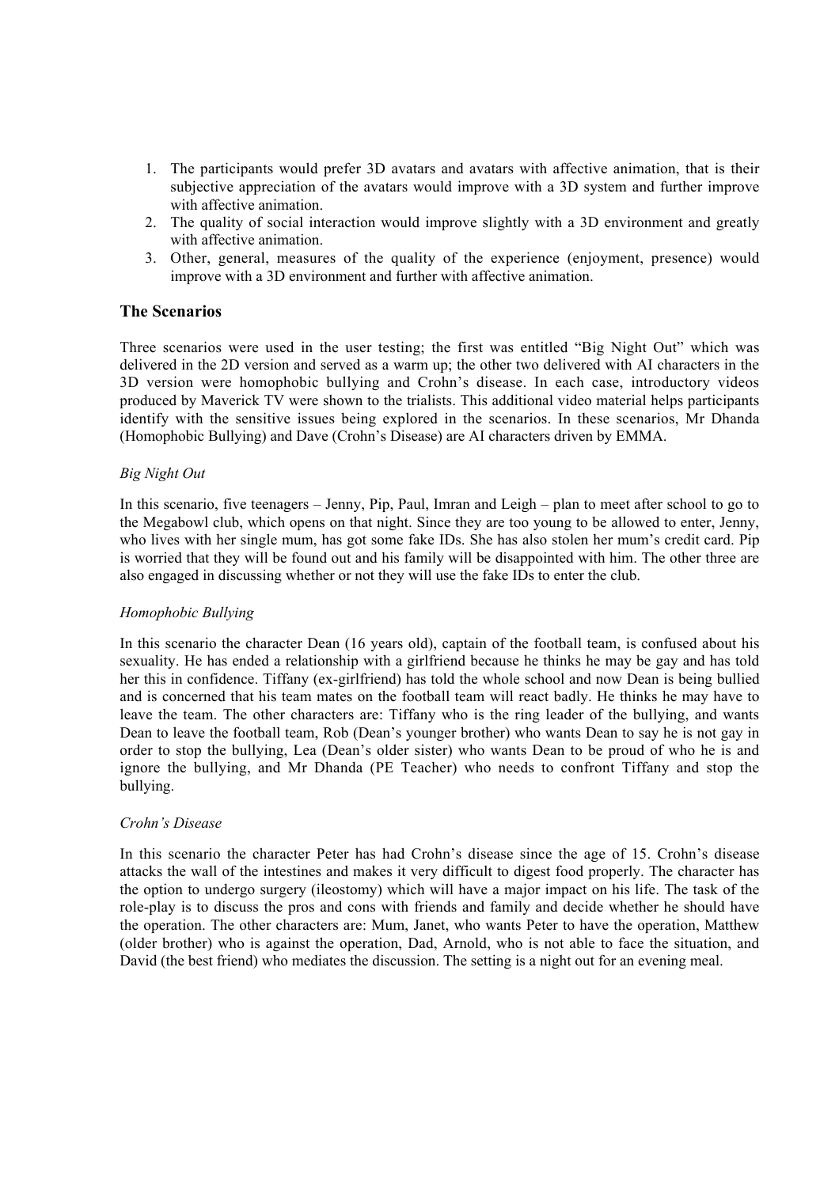1. The participants would prefer 3D avatars and avatars with affective animation, that is their subjective appreciation of the avatars would improve with a 3D system and further improve with affective animation.
2. The quality of social interaction would improve slightly with a 3D environment and greatly with affective animation.
3. Other, general, measures of the quality of the experience (enjoyment, presence) would improve with a 3D environment and further with affective animation.

## The Scenarios

Three scenarios were used in the user testing; the first was entitled "Big Night Out" which was delivered in the 2D version and served as a warm up; the other two delivered with AI characters in the 3D version were homophobic bullying and Crohn's disease. In each case, introductory videos produced by Maverick TV were shown to the trialists. This additional video material helps participants identify with the sensitive issues being explored in the scenarios. In these scenarios, Mr Dhanda (Homophobic Bullying) and Dave (Crohn's Disease) are AI characters driven by EMMA.

### *Big Night Out*

In this scenario, five teenagers – Jenny, Pip, Paul, Imran and Leigh – plan to meet after school to go to the Megabowl club, which opens on that night. Since they are too young to be allowed to enter, Jenny, who lives with her single mum, has got some fake IDs. She has also stolen her mum's credit card. Pip is worried that they will be found out and his family will be disappointed with him. The other three are also engaged in discussing whether or not they will use the fake IDs to enter the club.

### *Homophobic Bullying*

In this scenario the character Dean (16 years old), captain of the football team, is confused about his sexuality. He has ended a relationship with a girlfriend because he thinks he may be gay and has told her this in confidence. Tiffany (ex-girlfriend) has told the whole school and now Dean is being bullied and is concerned that his team mates on the football team will react badly. He thinks he may have to leave the team. The other characters are: Tiffany who is the ring leader of the bullying, and wants Dean to leave the football team, Rob (Dean's younger brother) who wants Dean to say he is not gay in order to stop the bullying, Lea (Dean's older sister) who wants Dean to be proud of who he is and ignore the bullying, and Mr Dhanda (PE Teacher) who needs to confront Tiffany and stop the bullying.

### *Crohn's Disease*

In this scenario the character Peter has had Crohn's disease since the age of 15. Crohn's disease attacks the wall of the intestines and makes it very difficult to digest food properly. The character has the option to undergo surgery (ileostomy) which will have a major impact on his life. The task of the role-play is to discuss the pros and cons with friends and family and decide whether he should have the operation. The other characters are: Mum, Janet, who wants Peter to have the operation, Matthew (older brother) who is against the operation, Dad, Arnold, who is not able to face the situation, and David (the best friend) who mediates the discussion. The setting is a night out for an evening meal.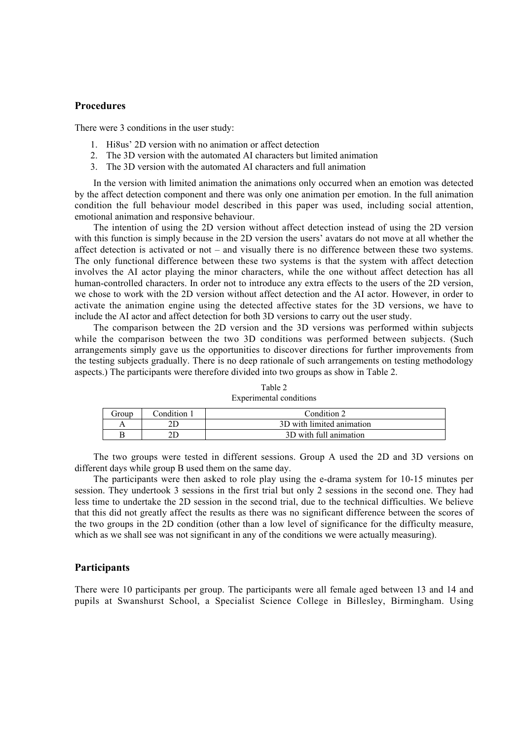## Procedures

There were 3 conditions in the user study:

1. Hi8us' 2D version with no animation or affect detection
2. The 3D version with the automated AI characters but limited animation
3. The 3D version with the automated AI characters and full animation

In the version with limited animation the animations only occurred when an emotion was detected by the affect detection component and there was only one animation per emotion. In the full animation condition the full behaviour model described in this paper was used, including social attention, emotional animation and responsive behaviour.

The intention of using the 2D version without affect detection instead of using the 2D version with this function is simply because in the 2D version the users' avatars do not move at all whether the affect detection is activated or not – and visually there is no difference between these two systems. The only functional difference between these two systems is that the system with affect detection involves the AI actor playing the minor characters, while the one without affect detection has all human-controlled characters. In order not to introduce any extra effects to the users of the 2D version, we chose to work with the 2D version without affect detection and the AI actor. However, in order to activate the animation engine using the detected affective states for the 3D versions, we have to include the AI actor and affect detection for both 3D versions to carry out the user study.

The comparison between the 2D version and the 3D versions was performed within subjects while the comparison between the two 3D conditions was performed between subjects. (Such arrangements simply gave us the opportunities to discover directions for further improvements from the testing subjects gradually. There is no deep rationale of such arrangements on testing methodology aspects.) The participants were therefore divided into two groups as show in Table 2.

Table 2
Experimental conditions

| Group | Condition 1 | Condition 2 |
|---|---|---|
| A | 2D | 3D with limited animation |
| B | 2D | 3D with full animation |

The two groups were tested in different sessions. Group A used the 2D and 3D versions on different days while group B used them on the same day.

The participants were then asked to role play using the e-drama system for 10-15 minutes per session. They undertook 3 sessions in the first trial but only 2 sessions in the second one. They had less time to undertake the 2D session in the second trial, due to the technical difficulties. We believe that this did not greatly affect the results as there was no significant difference between the scores of the two groups in the 2D condition (other than a low level of significance for the difficulty measure, which as we shall see was not significant in any of the conditions we were actually measuring).

## Participants

There were 10 participants per group. The participants were all female aged between 13 and 14 and pupils at Swanshurst School, a Specialist Science College in Billesley, Birmingham. Using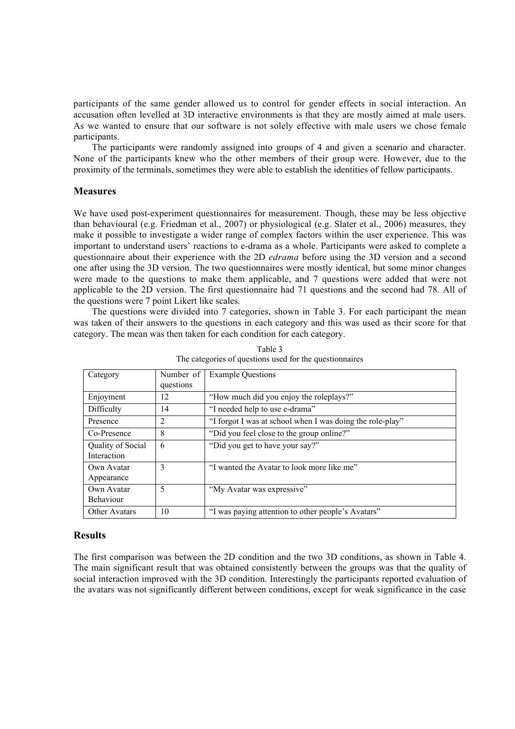participants of the same gender allowed us to control for gender effects in social interaction. An accusation often levelled at 3D interactive environments is that they are mostly aimed at male users. As we wanted to ensure that our software is not solely effective with male users we chose female participants.

The participants were randomly assigned into groups of 4 and given a scenario and character. None of the participants knew who the other members of their group were. However, due to the proximity of the terminals, sometimes they were able to establish the identities of fellow participants.

## Measures

We have used post-experiment questionnaires for measurement. Though, these may be less objective than behavioural (e.g. Friedman et al., 2007) or physiological (e.g. Slater et al., 2006) measures, they make it possible to investigate a wider range of complex factors within the user experience. This was important to understand users' reactions to e-drama as a whole. Participants were asked to complete a questionnaire about their experience with the 2D *edrama* before using the 3D version and a second one after using the 3D version. The two questionnaires were mostly identical, but some minor changes were made to the questions to make them applicable, and 7 questions were added that were not applicable to the 2D version. The first questionnaire had 71 questions and the second had 78. All of the questions were 7 point Likert like scales.

The questions were divided into 7 categories, shown in Table 3. For each participant the mean was taken of their answers to the questions in each category and this was used as their score for that category. The mean was then taken for each condition for each category.

Table 3
The categories of questions used for the questionnaires

| Category | Number of questions | Example Questions |
|---|---|---|
| Enjoyment | 12 | "How much did you enjoy the roleplays?" |
| Difficulty | 14 | "I needed help to use e-drama" |
| Presence | 2 | "I forgot I was at school when I was doing the role-play" |
| Co-Presence | 8 | "Did you feel close to the group online?" |
| Quality of Social Interaction | 6 | "Did you get to have your say?" |
| Own Avatar Appearance | 3 | "I wanted the Avatar to look more like me" |
| Own Avatar Behaviour | 5 | "My Avatar was expressive" |
| Other Avatars | 10 | "I was paying attention to other people's Avatars" |

## Results

The first comparison was between the 2D condition and the two 3D conditions, as shown in Table 4. The main significant result that was obtained consistently between the groups was that the quality of social interaction improved with the 3D condition. Interestingly the participants reported evaluation of the avatars was not significantly different between conditions, except for weak significance in the case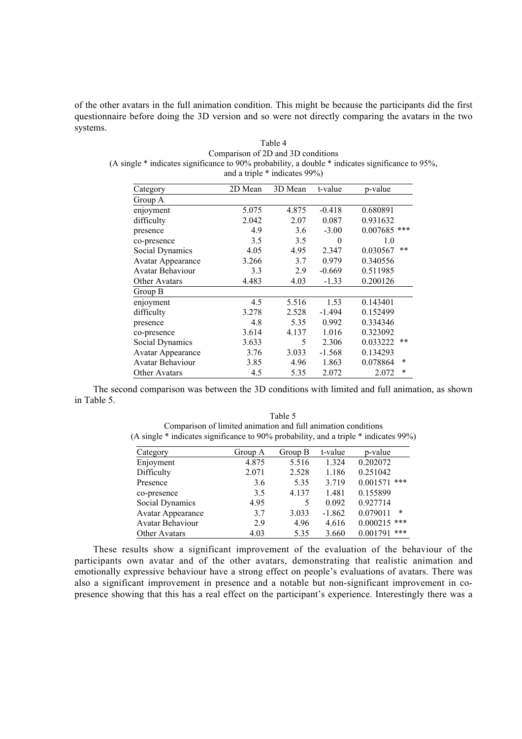of the other avatars in the full animation condition. This might be because the participants did the first questionnaire before doing the 3D version and so were not directly comparing the avatars in the two systems.

Table 4
Comparison of 2D and 3D conditions
(A single * indicates significance to 90% probability, a double * indicates significance to 95%, and a triple * indicates 99%)

| Category | 2D Mean | 3D Mean | t-value | p-value |
|---|---|---|---|---|
| Group A | | | | |
| enjoyment | 5.075 | 4.875 | -0.418 | 0.680891 |
| difficulty | 2.042 | 2.07 | 0.087 | 0.931632 |
| presence | 4.9 | 3.6 | -3.00 | 0.007685 *** |
| co-presence | 3.5 | 3.5 | 0 | 1.0 |
| Social Dynamics | 4.05 | 4.95 | 2.347 | 0.030567 ** |
| Avatar Appearance | 3.266 | 3.7 | 0.979 | 0.340556 |
| Avatar Behaviour | 3.3 | 2.9 | -0.669 | 0.511985 |
| Other Avatars | 4.483 | 4.03 | -1.33 | 0.200126 |
| Group B | | | | |
| enjoyment | 4.5 | 5.516 | 1.53 | 0.143401 |
| difficulty | 3.278 | 2.528 | -1.494 | 0.152499 |
| presence | 4.8 | 5.35 | 0.992 | 0.334346 |
| co-presence | 3.614 | 4.137 | 1.016 | 0.323092 |
| Social Dynamics | 3.633 | 5 | 2.306 | 0.033222 ** |
| Avatar Appearance | 3.76 | 3.033 | -1.568 | 0.134293 |
| Avatar Behaviour | 3.85 | 4.96 | 1.863 | 0.078864 * |
| Other Avatars | 4.5 | 5.35 | 2.072 | 2.072 * |

The second comparison was between the 3D conditions with limited and full animation, as shown in Table 5.

Table 5
Comparison of limited animation and full animation conditions
(A single * indicates significance to 90% probability, and a triple * indicates 99%)

| Category | Group A | Group B | t-value | p-value |
|---|---|---|---|---|
| Enjoyment | 4.875 | 5.516 | 1.324 | 0.202072 |
| Difficulty | 2.071 | 2.528 | 1.186 | 0.251042 |
| Presence | 3.6 | 5.35 | 3.719 | 0.001571 *** |
| co-presence | 3.5 | 4.137 | 1.481 | 0.155899 |
| Social Dynamics | 4.95 | 5 | 0.092 | 0.927714 |
| Avatar Appearance | 3.7 | 3.033 | -1.862 | 0.079011 * |
| Avatar Behaviour | 2.9 | 4.96 | 4.616 | 0.000215 *** |
| Other Avatars | 4.03 | 5.35 | 3.660 | 0.001791 *** |

These results show a significant improvement of the evaluation of the behaviour of the participants own avatar and of the other avatars, demonstrating that realistic animation and emotionally expressive behaviour have a strong effect on people's evaluations of avatars. There was also a significant improvement in presence and a notable but non-significant improvement in co-presence showing that this has a real effect on the participant's experience. Interestingly there was a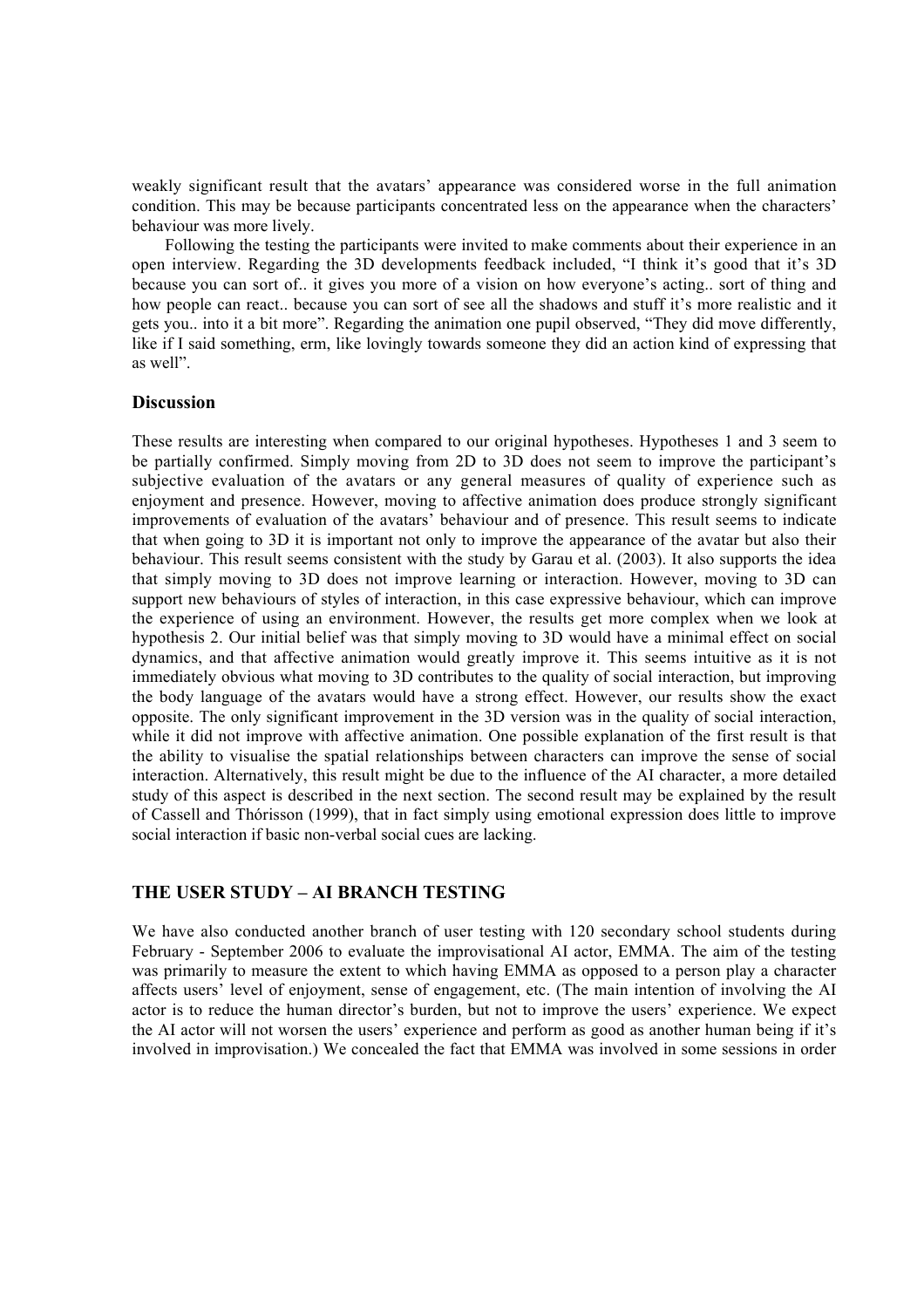weakly significant result that the avatars' appearance was considered worse in the full animation condition. This may be because participants concentrated less on the appearance when the characters' behaviour was more lively.

Following the testing the participants were invited to make comments about their experience in an open interview. Regarding the 3D developments feedback included, "I think it's good that it's 3D because you can sort of.. it gives you more of a vision on how everyone's acting.. sort of thing and how people can react.. because you can sort of see all the shadows and stuff it's more realistic and it gets you.. into it a bit more". Regarding the animation one pupil observed, "They did move differently, like if I said something, erm, like lovingly towards someone they did an action kind of expressing that as well".

### Discussion

These results are interesting when compared to our original hypotheses. Hypotheses 1 and 3 seem to be partially confirmed. Simply moving from 2D to 3D does not seem to improve the participant's subjective evaluation of the avatars or any general measures of quality of experience such as enjoyment and presence. However, moving to affective animation does produce strongly significant improvements of evaluation of the avatars' behaviour and of presence. This result seems to indicate that when going to 3D it is important not only to improve the appearance of the avatar but also their behaviour. This result seems consistent with the study by Garau et al. (2003). It also supports the idea that simply moving to 3D does not improve learning or interaction. However, moving to 3D can support new behaviours of styles of interaction, in this case expressive behaviour, which can improve the experience of using an environment. However, the results get more complex when we look at hypothesis 2. Our initial belief was that simply moving to 3D would have a minimal effect on social dynamics, and that affective animation would greatly improve it. This seems intuitive as it is not immediately obvious what moving to 3D contributes to the quality of social interaction, but improving the body language of the avatars would have a strong effect. However, our results show the exact opposite. The only significant improvement in the 3D version was in the quality of social interaction, while it did not improve with affective animation. One possible explanation of the first result is that the ability to visualise the spatial relationships between characters can improve the sense of social interaction. Alternatively, this result might be due to the influence of the AI character, a more detailed study of this aspect is described in the next section. The second result may be explained by the result of Cassell and Thórisson (1999), that in fact simply using emotional expression does little to improve social interaction if basic non-verbal social cues are lacking.

## THE USER STUDY – AI BRANCH TESTING

We have also conducted another branch of user testing with 120 secondary school students during February - September 2006 to evaluate the improvisational AI actor, EMMA. The aim of the testing was primarily to measure the extent to which having EMMA as opposed to a person play a character affects users' level of enjoyment, sense of engagement, etc. (The main intention of involving the AI actor is to reduce the human director's burden, but not to improve the users' experience. We expect the AI actor will not worsen the users' experience and perform as good as another human being if it's involved in improvisation.) We concealed the fact that EMMA was involved in some sessions in order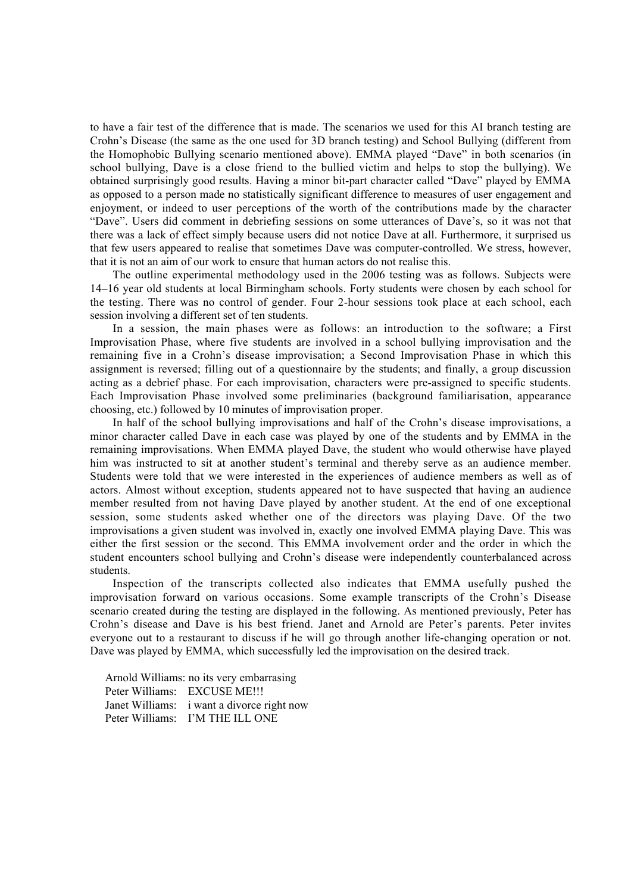to have a fair test of the difference that is made. The scenarios we used for this AI branch testing are Crohn's Disease (the same as the one used for 3D branch testing) and School Bullying (different from the Homophobic Bullying scenario mentioned above). EMMA played "Dave" in both scenarios (in school bullying, Dave is a close friend to the bullied victim and helps to stop the bullying). We obtained surprisingly good results. Having a minor bit-part character called "Dave" played by EMMA as opposed to a person made no statistically significant difference to measures of user engagement and enjoyment, or indeed to user perceptions of the worth of the contributions made by the character "Dave". Users did comment in debriefing sessions on some utterances of Dave's, so it was not that there was a lack of effect simply because users did not notice Dave at all. Furthermore, it surprised us that few users appeared to realise that sometimes Dave was computer-controlled. We stress, however, that it is not an aim of our work to ensure that human actors do not realise this.

The outline experimental methodology used in the 2006 testing was as follows. Subjects were 14–16 year old students at local Birmingham schools. Forty students were chosen by each school for the testing. There was no control of gender. Four 2-hour sessions took place at each school, each session involving a different set of ten students.

In a session, the main phases were as follows: an introduction to the software; a First Improvisation Phase, where five students are involved in a school bullying improvisation and the remaining five in a Crohn's disease improvisation; a Second Improvisation Phase in which this assignment is reversed; filling out of a questionnaire by the students; and finally, a group discussion acting as a debrief phase. For each improvisation, characters were pre-assigned to specific students. Each Improvisation Phase involved some preliminaries (background familiarisation, appearance choosing, etc.) followed by 10 minutes of improvisation proper.

In half of the school bullying improvisations and half of the Crohn's disease improvisations, a minor character called Dave in each case was played by one of the students and by EMMA in the remaining improvisations. When EMMA played Dave, the student who would otherwise have played him was instructed to sit at another student's terminal and thereby serve as an audience member. Students were told that we were interested in the experiences of audience members as well as of actors. Almost without exception, students appeared not to have suspected that having an audience member resulted from not having Dave played by another student. At the end of one exceptional session, some students asked whether one of the directors was playing Dave. Of the two improvisations a given student was involved in, exactly one involved EMMA playing Dave. This was either the first session or the second. This EMMA involvement order and the order in which the student encounters school bullying and Crohn's disease were independently counterbalanced across students.

Inspection of the transcripts collected also indicates that EMMA usefully pushed the improvisation forward on various occasions. Some example transcripts of the Crohn's Disease scenario created during the testing are displayed in the following. As mentioned previously, Peter has Crohn's disease and Dave is his best friend. Janet and Arnold are Peter's parents. Peter invites everyone out to a restaurant to discuss if he will go through another life-changing operation or not. Dave was played by EMMA, which successfully led the improvisation on the desired track.

Arnold Williams: no its very embarrasing
Peter Williams: EXCUSE ME!!!
Janet Williams: i want a divorce right now
Peter Williams: I'M THE ILL ONE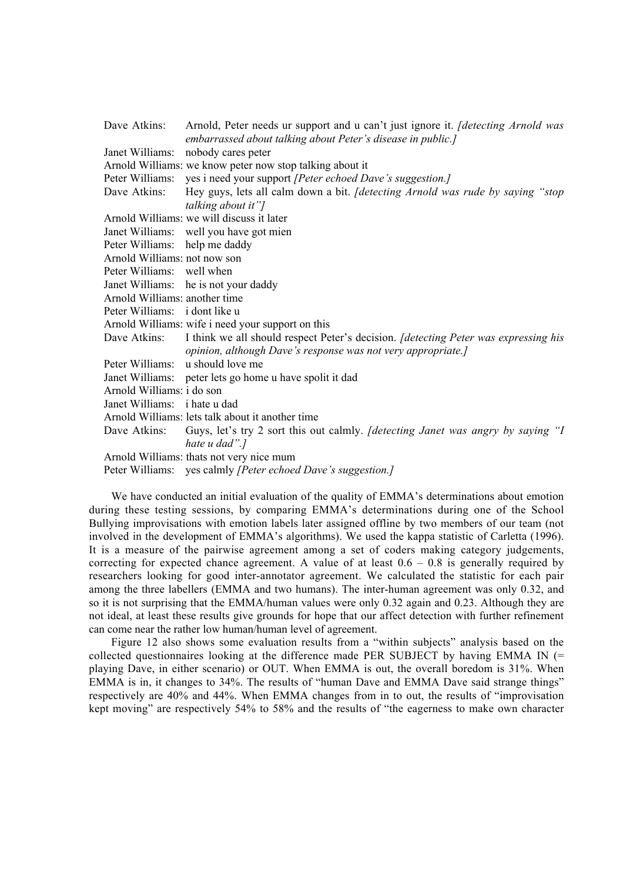Dave Atkins: Arnold, Peter needs ur support and u can't just ignore it. *[detecting Arnold was embarrassed about talking about Peter's disease in public.]*
Janet Williams: nobody cares peter
Arnold Williams: we know peter now stop talking about it
Peter Williams: yes i need your support *[Peter echoed Dave's suggestion.]*
Dave Atkins: Hey guys, lets all calm down a bit. *[detecting Arnold was rude by saying "stop talking about it"]*
Arnold Williams: we will discuss it later
Janet Williams: well you have got mien
Peter Williams: help me daddy
Arnold Williams: not now son
Peter Williams: well when
Janet Williams: he is not your daddy
Arnold Williams: another time
Peter Williams: i dont like u
Arnold Williams: wife i need your support on this
Dave Atkins: I think we all should respect Peter's decision. *[detecting Peter was expressing his opinion, although Dave's response was not very appropriate.]*
Peter Williams: u should love me
Janet Williams: peter lets go home u have spolit it dad
Arnold Williams: i do son
Janet Williams: i hate u dad
Arnold Williams: lets talk about it another time
Dave Atkins: Guys, let's try 2 sort this out calmly. *[detecting Janet was angry by saying "I hate u dad".]*
Arnold Williams: thats not very nice mum
Peter Williams: yes calmly *[Peter echoed Dave's suggestion.]*

We have conducted an initial evaluation of the quality of EMMA's determinations about emotion during these testing sessions, by comparing EMMA's determinations during one of the School Bullying improvisations with emotion labels later assigned offline by two members of our team (not involved in the development of EMMA's algorithms). We used the kappa statistic of Carletta (1996). It is a measure of the pairwise agreement among a set of coders making category judgements, correcting for expected chance agreement. A value of at least 0.6 – 0.8 is generally required by researchers looking for good inter-annotator agreement. We calculated the statistic for each pair among the three labellers (EMMA and two humans). The inter-human agreement was only 0.32, and so it is not surprising that the EMMA/human values were only 0.32 again and 0.23. Although they are not ideal, at least these results give grounds for hope that our affect detection with further refinement can come near the rather low human/human level of agreement.

Figure 12 also shows some evaluation results from a "within subjects" analysis based on the collected questionnaires looking at the difference made PER SUBJECT by having EMMA IN (= playing Dave, in either scenario) or OUT. When EMMA is out, the overall boredom is 31%. When EMMA is in, it changes to 34%. The results of "human Dave and EMMA Dave said strange things" respectively are 40% and 44%. When EMMA changes from in to out, the results of "improvisation kept moving" are respectively 54% to 58% and the results of "the eagerness to make own character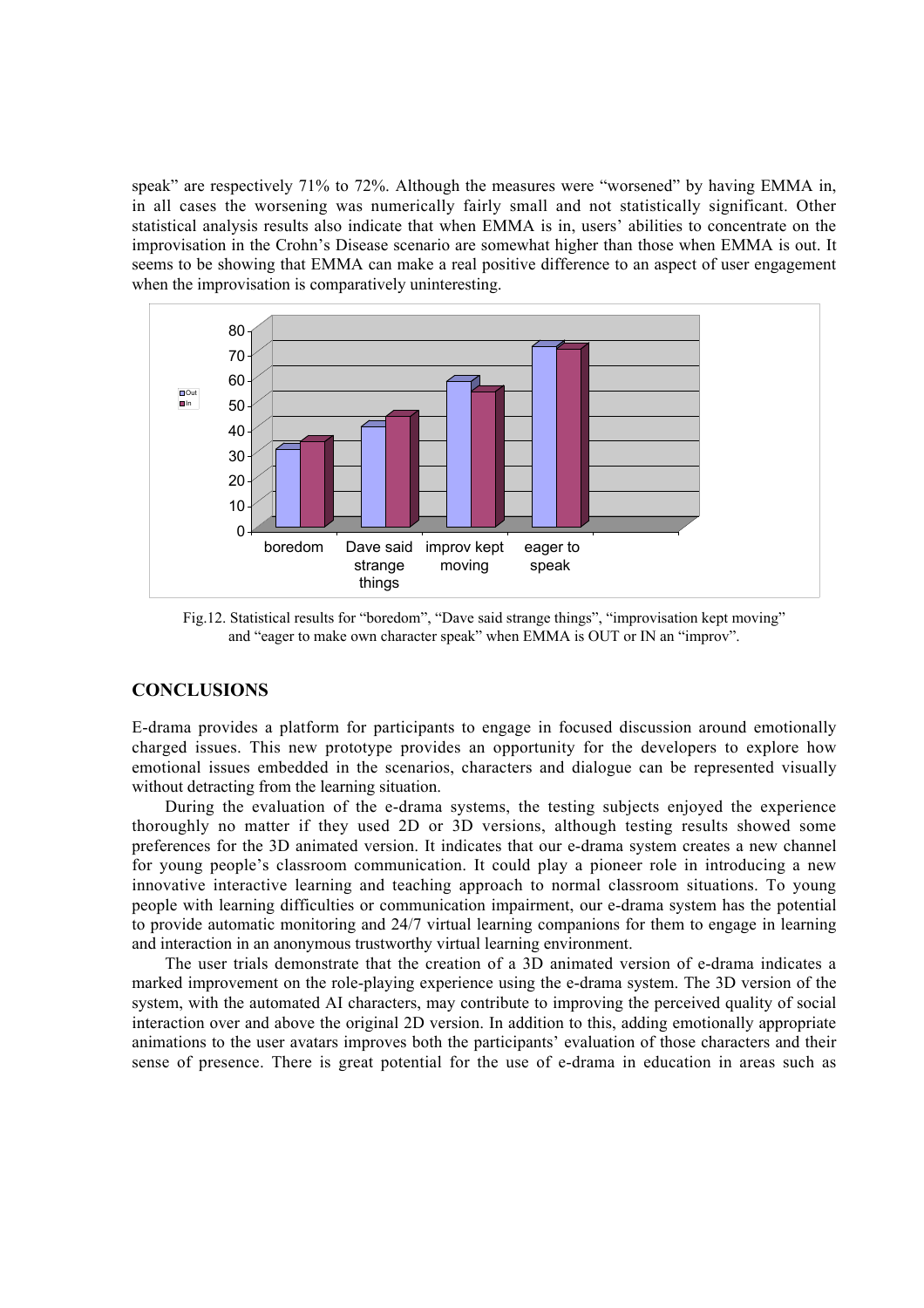speak" are respectively 71% to 72%. Although the measures were "worsened" by having EMMA in, in all cases the worsening was numerically fairly small and not statistically significant. Other statistical analysis results also indicate that when EMMA is in, users' abilities to concentrate on the improvisation in the Crohn's Disease scenario are somewhat higher than those when EMMA is out. It seems to be showing that EMMA can make a real positive difference to an aspect of user engagement when the improvisation is comparatively uninteresting.

Fig.12. Statistical results for "boredom", "Dave said strange things", "improvisation kept moving" and "eager to make own character speak" when EMMA is OUT or IN an "improv".

## CONCLUSIONS

E-drama provides a platform for participants to engage in focused discussion around emotionally charged issues. This new prototype provides an opportunity for the developers to explore how emotional issues embedded in the scenarios, characters and dialogue can be represented visually without detracting from the learning situation.

During the evaluation of the e-drama systems, the testing subjects enjoyed the experience thoroughly no matter if they used 2D or 3D versions, although testing results showed some preferences for the 3D animated version. It indicates that our e-drama system creates a new channel for young people's classroom communication. It could play a pioneer role in introducing a new innovative interactive learning and teaching approach to normal classroom situations. To young people with learning difficulties or communication impairment, our e-drama system has the potential to provide automatic monitoring and 24/7 virtual learning companions for them to engage in learning and interaction in an anonymous trustworthy virtual learning environment.

The user trials demonstrate that the creation of a 3D animated version of e-drama indicates a marked improvement on the role-playing experience using the e-drama system. The 3D version of the system, with the automated AI characters, may contribute to improving the perceived quality of social interaction over and above the original 2D version. In addition to this, adding emotionally appropriate animations to the user avatars improves both the participants' evaluation of those characters and their sense of presence. There is great potential for the use of e-drama in education in areas such as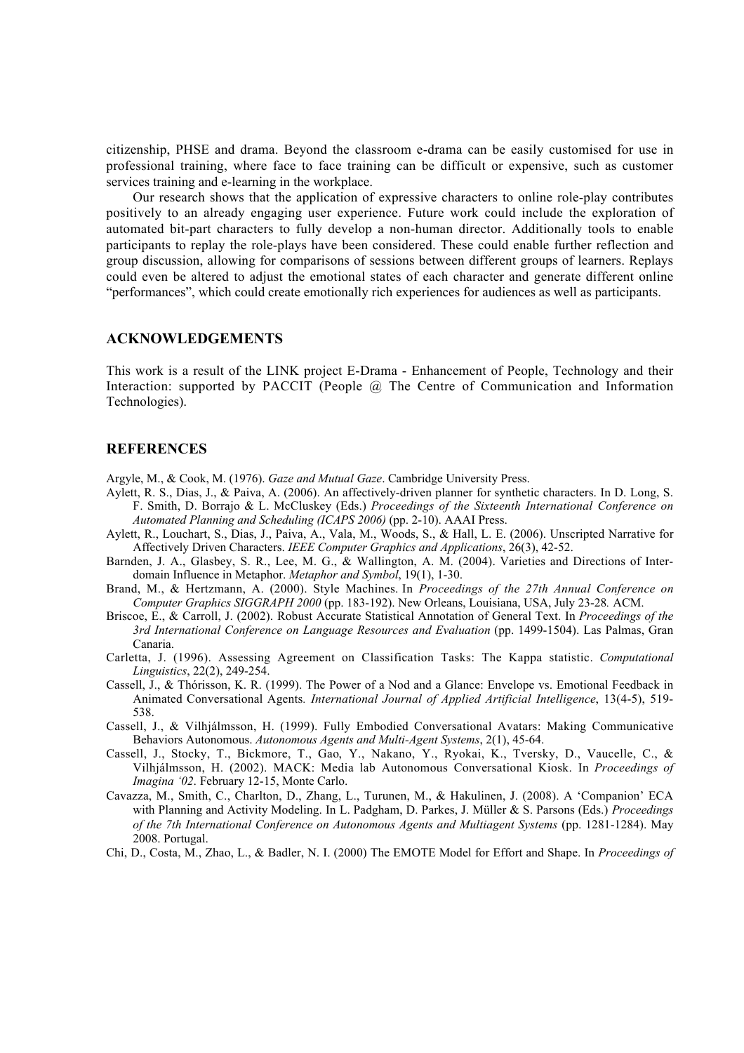citizenship, PHSE and drama. Beyond the classroom e-drama can be easily customised for use in professional training, where face to face training can be difficult or expensive, such as customer services training and e-learning in the workplace.

Our research shows that the application of expressive characters to online role-play contributes positively to an already engaging user experience. Future work could include the exploration of automated bit-part characters to fully develop a non-human director. Additionally tools to enable participants to replay the role-plays have been considered. These could enable further reflection and group discussion, allowing for comparisons of sessions between different groups of learners. Replays could even be altered to adjust the emotional states of each character and generate different online "performances", which could create emotionally rich experiences for audiences as well as participants.

## ACKNOWLEDGEMENTS

This work is a result of the LINK project E-Drama - Enhancement of People, Technology and their Interaction: supported by PACCIT (People @ The Centre of Communication and Information Technologies).

## REFERENCES

Argyle, M., & Cook, M. (1976). *Gaze and Mutual Gaze*. Cambridge University Press.

Aylett, R. S., Dias, J., & Paiva, A. (2006). An affectively-driven planner for synthetic characters. In D. Long, S. F. Smith, D. Borrajo & L. McCluskey (Eds.) *Proceedings of the Sixteenth International Conference on Automated Planning and Scheduling (ICAPS 2006)* (pp. 2-10). AAAI Press.

Aylett, R., Louchart, S., Dias, J., Paiva, A., Vala, M., Woods, S., & Hall, L. E. (2006). Unscripted Narrative for Affectively Driven Characters. *IEEE Computer Graphics and Applications*, 26(3), 42-52.

Barnden, J. A., Glasbey, S. R., Lee, M. G., & Wallington, A. M. (2004). Varieties and Directions of Inter-domain Influence in Metaphor. *Metaphor and Symbol*, 19(1), 1-30.

Brand, M., & Hertzmann, A. (2000). Style Machines. In *Proceedings of the 27th Annual Conference on Computer Graphics SIGGRAPH 2000* (pp. 183-192). New Orleans, Louisiana, USA, July 23-28*.* ACM.

Briscoe, E., & Carroll, J. (2002). Robust Accurate Statistical Annotation of General Text. In *Proceedings of the 3rd International Conference on Language Resources and Evaluation* (pp. 1499-1504). Las Palmas, Gran Canaria.

Carletta, J. (1996). Assessing Agreement on Classification Tasks: The Kappa statistic. *Computational Linguistics*, 22(2), 249-254.

Cassell, J., & Thórisson, K. R. (1999). The Power of a Nod and a Glance: Envelope vs. Emotional Feedback in Animated Conversational Agents*. International Journal of Applied Artificial Intelligence*, 13(4-5), 519-538.

Cassell, J., & Vilhjálmsson, H. (1999). Fully Embodied Conversational Avatars: Making Communicative Behaviors Autonomous. *Autonomous Agents and Multi-Agent Systems*, 2(1), 45-64.

Cassell, J., Stocky, T., Bickmore, T., Gao, Y., Nakano, Y., Ryokai, K., Tversky, D., Vaucelle, C., & Vilhjálmsson, H. (2002). MACK: Media lab Autonomous Conversational Kiosk. In *Proceedings of Imagina '02*. February 12-15, Monte Carlo.

Cavazza, M., Smith, C., Charlton, D., Zhang, L., Turunen, M., & Hakulinen, J. (2008). A 'Companion' ECA with Planning and Activity Modeling. In L. Padgham, D. Parkes, J. Müller & S. Parsons (Eds.) *Proceedings of the 7th International Conference on Autonomous Agents and Multiagent Systems* (pp. 1281-1284). May 2008. Portugal.

Chi, D., Costa, M., Zhao, L., & Badler, N. I. (2000) The EMOTE Model for Effort and Shape. In *Proceedings of*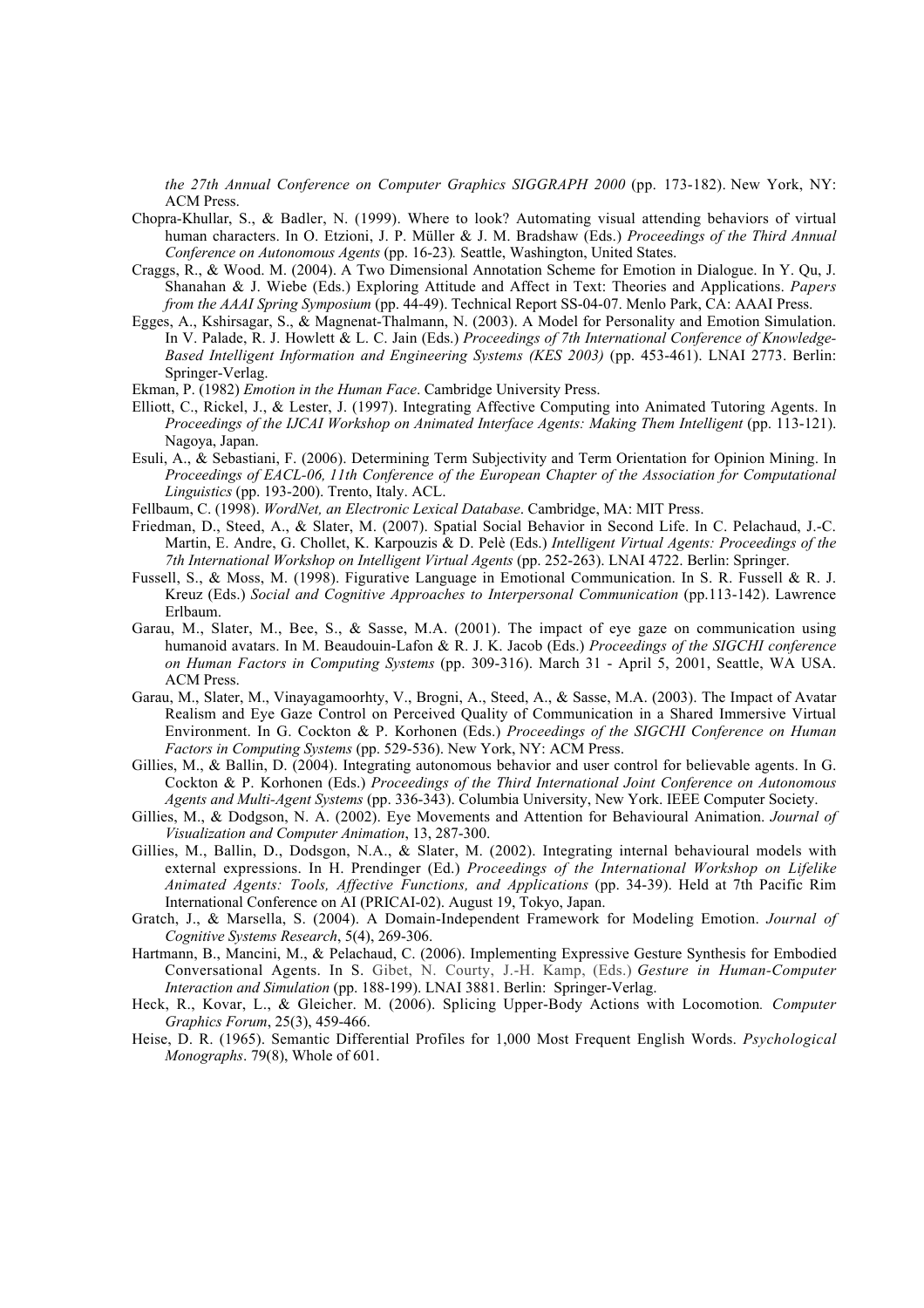*the 27th Annual Conference on Computer Graphics SIGGRAPH 2000* (pp. 173-182). New York, NY: ACM Press.

Chopra-Khullar, S., & Badler, N. (1999). Where to look? Automating visual attending behaviors of virtual human characters. In O. Etzioni, J. P. Müller & J. M. Bradshaw (Eds.) *Proceedings of the Third Annual Conference on Autonomous Agents* (pp. 16-23)*.* Seattle, Washington, United States.

Craggs, R., & Wood. M. (2004). A Two Dimensional Annotation Scheme for Emotion in Dialogue. In Y. Qu, J. Shanahan & J. Wiebe (Eds.) Exploring Attitude and Affect in Text: Theories and Applications. *Papers from the AAAI Spring Symposium* (pp. 44-49). Technical Report SS-04-07. Menlo Park, CA: AAAI Press.

Egges, A., Kshirsagar, S., & Magnenat-Thalmann, N. (2003). A Model for Personality and Emotion Simulation. In V. Palade, R. J. Howlett & L. C. Jain (Eds.) *Proceedings of 7th International Conference of Knowledge-Based Intelligent Information and Engineering Systems (KES 2003)* (pp. 453-461). LNAI 2773. Berlin: Springer-Verlag.

Ekman, P. (1982) *Emotion in the Human Face*. Cambridge University Press.

Elliott, C., Rickel, J., & Lester, J. (1997). Integrating Affective Computing into Animated Tutoring Agents. In *Proceedings of the IJCAI Workshop on Animated Interface Agents: Making Them Intelligent* (pp. 113-121). Nagoya, Japan.

Esuli, A., & Sebastiani, F. (2006). Determining Term Subjectivity and Term Orientation for Opinion Mining. In *Proceedings of EACL-06, 11th Conference of the European Chapter of the Association for Computational Linguistics* (pp. 193-200). Trento, Italy. ACL.

Fellbaum, C. (1998). *WordNet, an Electronic Lexical Database*. Cambridge, MA: MIT Press.

Friedman, D., Steed, A., & Slater, M. (2007). Spatial Social Behavior in Second Life. In C. Pelachaud, J.-C. Martin, E. Andre, G. Chollet, K. Karpouzis & D. Pelè (Eds.) *Intelligent Virtual Agents: Proceedings of the 7th International Workshop on Intelligent Virtual Agents* (pp. 252-263). LNAI 4722. Berlin: Springer.

Fussell, S., & Moss, M. (1998). Figurative Language in Emotional Communication. In S. R. Fussell & R. J. Kreuz (Eds.) *Social and Cognitive Approaches to Interpersonal Communication* (pp.113-142). Lawrence Erlbaum.

Garau, M., Slater, M., Bee, S., & Sasse, M.A. (2001). The impact of eye gaze on communication using humanoid avatars. In M. Beaudouin-Lafon & R. J. K. Jacob (Eds.) *Proceedings of the SIGCHI conference on Human Factors in Computing Systems* (pp. 309-316). March 31 - April 5, 2001, Seattle, WA USA. ACM Press.

Garau, M., Slater, M., Vinayagamoorhty, V., Brogni, A., Steed, A., & Sasse, M.A. (2003). The Impact of Avatar Realism and Eye Gaze Control on Perceived Quality of Communication in a Shared Immersive Virtual Environment. In G. Cockton & P. Korhonen (Eds.) *Proceedings of the SIGCHI Conference on Human Factors in Computing Systems* (pp. 529-536). New York, NY: ACM Press.

Gillies, M., & Ballin, D. (2004). Integrating autonomous behavior and user control for believable agents. In G. Cockton & P. Korhonen (Eds.) *Proceedings of the Third International Joint Conference on Autonomous Agents and Multi-Agent Systems* (pp. 336-343). Columbia University, New York. IEEE Computer Society.

Gillies, M., & Dodgson, N. A. (2002). Eye Movements and Attention for Behavioural Animation. *Journal of Visualization and Computer Animation*, 13, 287-300.

Gillies, M., Ballin, D., Dodgson, N.A., & Slater, M. (2002). Integrating internal behavioural models with external expressions. In H. Prendinger (Ed.) *Proceedings of the International Workshop on Lifelike Animated Agents: Tools, Affective Functions, and Applications* (pp. 34-39). Held at 7th Pacific Rim International Conference on AI (PRICAI-02). August 19, Tokyo, Japan.

Gratch, J., & Marsella, S. (2004). A Domain-Independent Framework for Modeling Emotion. *Journal of Cognitive Systems Research*, 5(4), 269-306.

Hartmann, B., Mancini, M., & Pelachaud, C. (2006). Implementing Expressive Gesture Synthesis for Embodied Conversational Agents. In S. Gibet, N. Courty, J.-H. Kamp, (Eds.) *Gesture in Human-Computer Interaction and Simulation* (pp. 188-199). LNAI 3881. Berlin: Springer-Verlag.

Heck, R., Kovar, L., & Gleicher. M. (2006). Splicing Upper-Body Actions with Locomotion*. Computer Graphics Forum*, 25(3), 459-466.

Heise, D. R. (1965). Semantic Differential Profiles for 1,000 Most Frequent English Words. *Psychological Monographs*. 79(8), Whole of 601.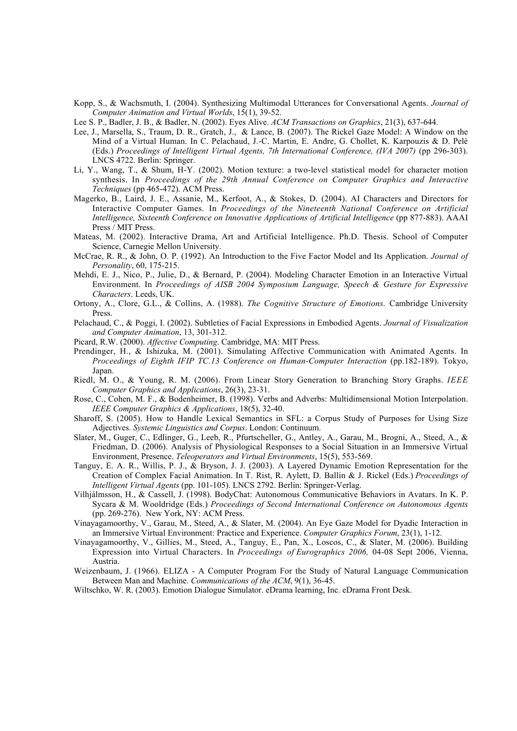Kopp, S., & Wachsmuth, I. (2004). Synthesizing Multimodal Utterances for Conversational Agents. *Journal of Computer Animation and Virtual Worlds*, 15(1), 39-52.

Lee S. P., Badler, J. B., & Badler, N. (2002). Eyes Alive. *ACM Transactions on Graphics*, 21(3), 637-644.

Lee, J., Marsella, S., Traum, D. R., Gratch, J., & Lance, B. (2007). The Rickel Gaze Model: A Window on the Mind of a Virtual Human. In C. Pelachaud, J.-C. Martin, E. Andre, G. Chollet, K. Karpouzis & D. Pelè (Eds.) *Proceedings of Intelligent Virtual Agents, 7th International Conference, (IVA 2007)* (pp 296-303). LNCS 4722. Berlin: Springer.

Li, Y., Wang, T., & Shum, H-Y. (2002). Motion texture: a two-level statistical model for character motion synthesis. In *Proceedings of the 29th Annual Conference on Computer Graphics and Interactive Techniques* (pp 465-472). ACM Press.

Magerko, B., Laird, J. E., Assanie, M., Kerfoot, A., & Stokes, D. (2004). AI Characters and Directors for Interactive Computer Games. In *Proceedings of the Nineteenth National Conference on Artificial Intelligence, Sixteenth Conference on Innovative Applications of Artificial Intelligence* (pp 877-883). AAAI Press / MIT Press.

Mateas, M. (2002). Interactive Drama, Art and Artificial Intelligence. Ph.D. Thesis. School of Computer Science, Carnegie Mellon University.

McCrae, R. R., & John, O. P. (1992). An Introduction to the Five Factor Model and Its Application. *Journal of Personality*, 60, 175-215.

Mehdi, E. J., Nico, P., Julie, D., & Bernard, P. (2004). Modeling Character Emotion in an Interactive Virtual Environment. In *Proceedings of AISB 2004 Symposium Language, Speech & Gesture for Expressive Characters*. Leeds, UK.

Ortony, A., Clore, G.L., & Collins, A. (1988). *The Cognitive Structure of Emotions*. Cambridge University Press.

Pelachaud, C., & Poggi, I. (2002). Subtleties of Facial Expressions in Embodied Agents. *Journal of Visualization and Computer Animation*, 13, 301-312.

Picard, R.W. (2000). *Affective Computing*. Cambridge, MA: MIT Press.

Prendinger, H., & Ishizuka, M. (2001). Simulating Affective Communication with Animated Agents. In *Proceedings of Eighth IFIP TC.13 Conference on Human-Computer Interaction* (pp.182-189). Tokyo, Japan.

Riedl, M. O., & Young, R. M. (2006). From Linear Story Generation to Branching Story Graphs. *IEEE Computer Graphics and Applications*, 26(3), 23-31.

Rose, C., Cohen, M. F., & Bodenheimer, B. (1998). Verbs and Adverbs: Multidimensional Motion Interpolation. *IEEE Computer Graphics & Applications*, 18(5), 32-40.

Sharoff, S. (2005). How to Handle Lexical Semantics in SFL: a Corpus Study of Purposes for Using Size Adjectives. *Systemic Linguistics and Corpus*. London: Continuum.

Slater, M., Guger, C., Edlinger, G., Leeb, R., Pfurtscheller, G., Antley, A., Garau, M., Brogni, A., Steed, A., & Friedman, D. (2006). Analysis of Physiological Responses to a Social Situation in an Immersive Virtual Environment, Presence. *Teleoperators and Virtual Environments*, 15(5), 553-569.

Tanguy, E. A. R., Willis, P. J., & Bryson, J. J. (2003). A Layered Dynamic Emotion Representation for the Creation of Complex Facial Animation. In T. Rist, R. Aylett, D. Ballin & J. Rickel (Eds.) *Proceedings of Intelligent Virtual Agents* (pp. 101-105). LNCS 2792. Berlin: Springer-Verlag.

Vilhjálmsson, H., & Cassell, J. (1998). BodyChat: Autonomous Communicative Behaviors in Avatars. In K. P. Sycara & M. Wooldridge (Eds.) *Proceedings of Second International Conference on Autonomous Agents* (pp. 269-276). New York, NY: ACM Press.

Vinayagamoorthy, V., Garau, M., Steed, A., & Slater, M. (2004). An Eye Gaze Model for Dyadic Interaction in an Immersive Virtual Environment: Practice and Experience. *Computer Graphics Forum*, 23(1), 1-12.

Vinayagamoorthy, V., Gillies, M., Steed, A., Tanguy, E., Pan, X., Loscos, C., & Slater, M. (2006). Building Expression into Virtual Characters. In *Proceedings of Eurographics 2006,* 04-08 Sept 2006, Vienna, Austria.

Weizenbaum, J. (1966). ELIZA - A Computer Program For the Study of Natural Language Communication Between Man and Machine. *Communications of the ACM*, 9(1), 36-45.

Wiltschko, W. R. (2003). Emotion Dialogue Simulator. eDrama learning, Inc. eDrama Front Desk.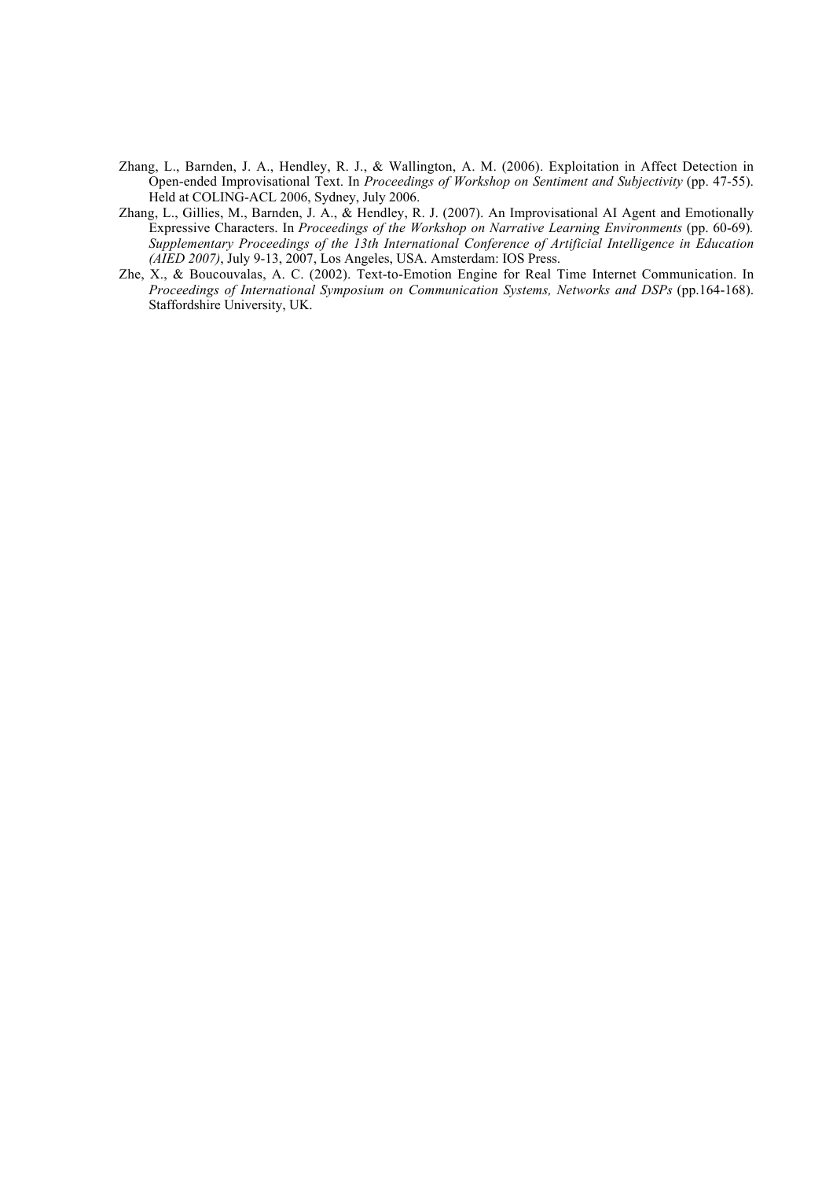Zhang, L., Barnden, J. A., Hendley, R. J., & Wallington, A. M. (2006). Exploitation in Affect Detection in Open-ended Improvisational Text. In *Proceedings of Workshop on Sentiment and Subjectivity* (pp. 47-55). Held at COLING-ACL 2006, Sydney, July 2006.

Zhang, L., Gillies, M., Barnden, J. A., & Hendley, R. J. (2007). An Improvisational AI Agent and Emotionally Expressive Characters. In *Proceedings of the Workshop on Narrative Learning Environments* (pp. 60-69)*. Supplementary Proceedings of the 13th International Conference of Artificial Intelligence in Education (AIED 2007)*, July 9-13, 2007, Los Angeles, USA. Amsterdam: IOS Press.

Zhe, X., & Boucouvalas, A. C. (2002). Text-to-Emotion Engine for Real Time Internet Communication. In *Proceedings of International Symposium on Communication Systems, Networks and DSPs* (pp.164-168). Staffordshire University, UK.